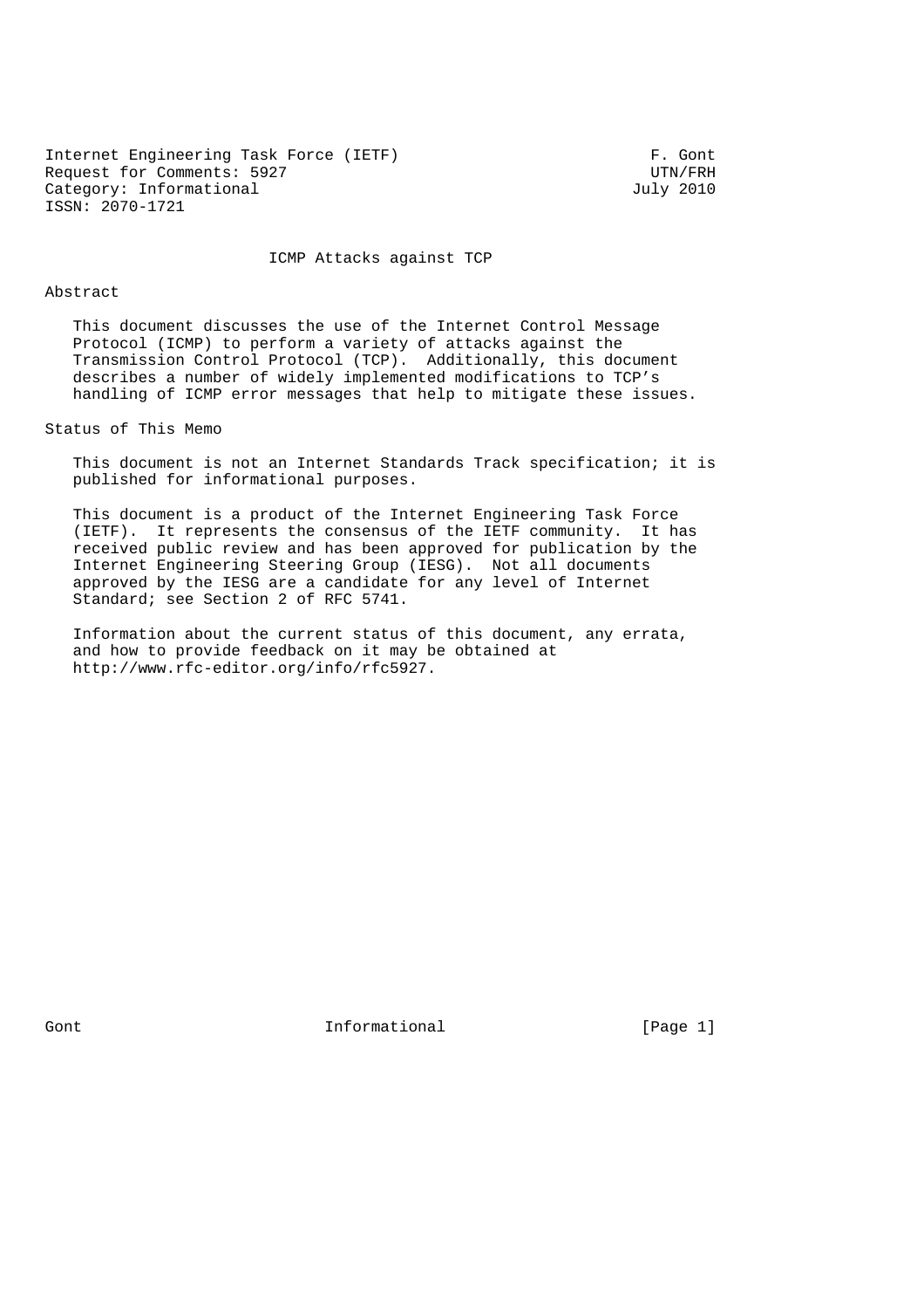Internet Engineering Task Force (IETF) F. Gont
Request for Comments: 5927 UTN/FRH
Category: Informational July 2010
ISSN: 2070-1721

# ICMP Attacks against TCP

## Abstract

This document discusses the use of the Internet Control Message Protocol (ICMP) to perform a variety of attacks against the Transmission Control Protocol (TCP). Additionally, this document describes a number of widely implemented modifications to TCP's handling of ICMP error messages that help to mitigate these issues.

## Status of This Memo

This document is not an Internet Standards Track specification; it is published for informational purposes.

This document is a product of the Internet Engineering Task Force (IETF). It represents the consensus of the IETF community. It has received public review and has been approved for publication by the Internet Engineering Steering Group (IESG). Not all documents approved by the IESG are a candidate for any level of Internet Standard; see Section 2 of RFC 5741.

Information about the current status of this document, any errata, and how to provide feedback on it may be obtained at http://www.rfc-editor.org/info/rfc5927.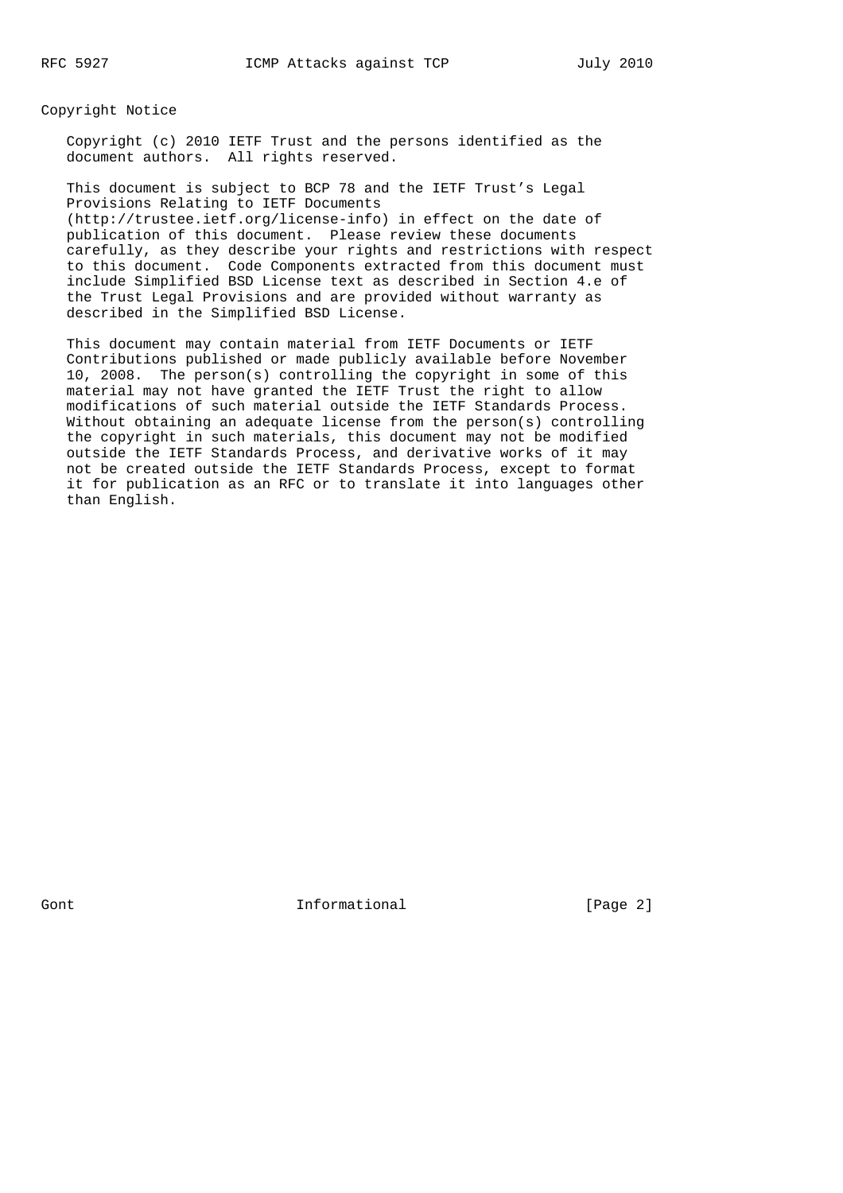## Copyright Notice

Copyright (c) 2010 IETF Trust and the persons identified as the document authors. All rights reserved.

This document is subject to BCP 78 and the IETF Trust's Legal Provisions Relating to IETF Documents (http://trustee.ietf.org/license-info) in effect on the date of publication of this document. Please review these documents carefully, as they describe your rights and restrictions with respect to this document. Code Components extracted from this document must include Simplified BSD License text as described in Section 4.e of the Trust Legal Provisions and are provided without warranty as described in the Simplified BSD License.

This document may contain material from IETF Documents or IETF Contributions published or made publicly available before November 10, 2008. The person(s) controlling the copyright in some of this material may not have granted the IETF Trust the right to allow modifications of such material outside the IETF Standards Process. Without obtaining an adequate license from the person(s) controlling the copyright in such materials, this document may not be modified outside the IETF Standards Process, and derivative works of it may not be created outside the IETF Standards Process, except to format it for publication as an RFC or to translate it into languages other than English.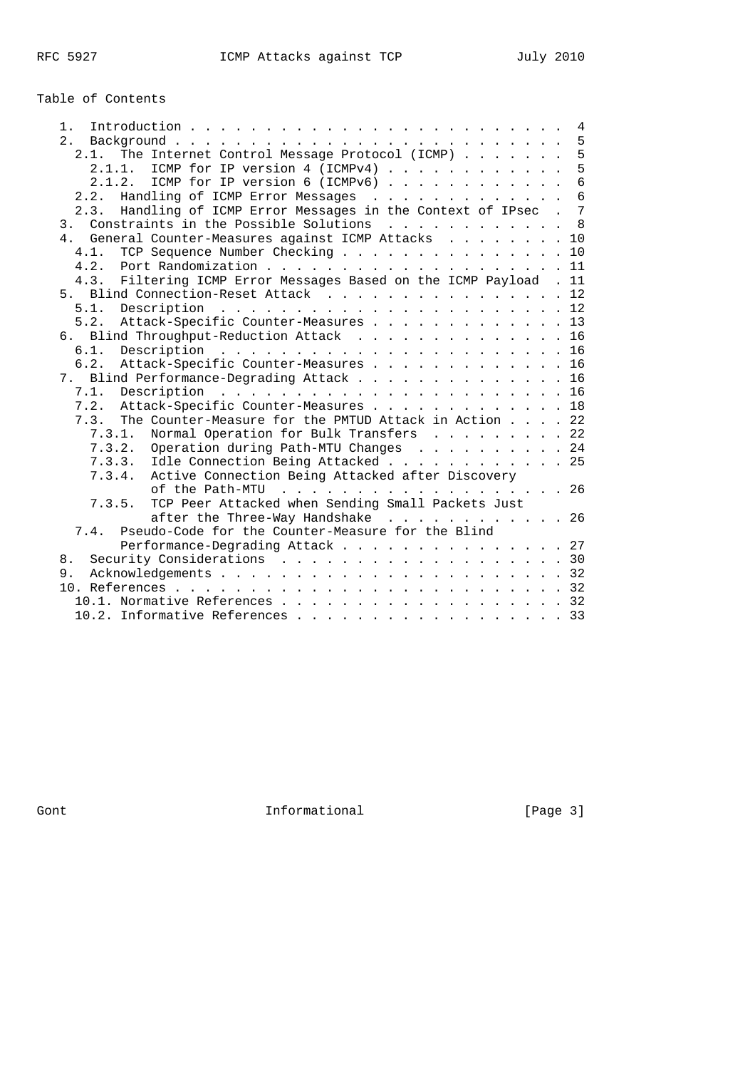## Table of Contents

- 1. Introduction . . . . . . . . . . . . . . . . . . . . . . . . . 4
- 2. Background . . . . . . . . . . . . . . . . . . . . . . . . . . 5
  - 2.1. The Internet Control Message Protocol (ICMP) . . . . . . . 5
    - 2.1.1. ICMP for IP version 4 (ICMPv4) . . . . . . . . . . . . 5
    - 2.1.2. ICMP for IP version 6 (ICMPv6) . . . . . . . . . . . . 6
  - 2.2. Handling of ICMP Error Messages . . . . . . . . . . . . . 6
  - 2.3. Handling of ICMP Error Messages in the Context of IPsec . 7
- 3. Constraints in the Possible Solutions . . . . . . . . . . . . 8
- 4. General Counter-Measures against ICMP Attacks . . . . . . . . 10
  - 4.1. TCP Sequence Number Checking . . . . . . . . . . . . . . . 10
  - 4.2. Port Randomization . . . . . . . . . . . . . . . . . . . . 11
  - 4.3. Filtering ICMP Error Messages Based on the ICMP Payload . 11
- 5. Blind Connection-Reset Attack . . . . . . . . . . . . . . . . 12
  - 5.1. Description . . . . . . . . . . . . . . . . . . . . . . . 12
  - 5.2. Attack-Specific Counter-Measures . . . . . . . . . . . . . 13
- 6. Blind Throughput-Reduction Attack . . . . . . . . . . . . . . 16
  - 6.1. Description . . . . . . . . . . . . . . . . . . . . . . . 16
  - 6.2. Attack-Specific Counter-Measures . . . . . . . . . . . . . 16
- 7. Blind Performance-Degrading Attack . . . . . . . . . . . . . . 16
  - 7.1. Description . . . . . . . . . . . . . . . . . . . . . . . 16
  - 7.2. Attack-Specific Counter-Measures . . . . . . . . . . . . . 18
  - 7.3. The Counter-Measure for the PMTUD Attack in Action . . . . 22
    - 7.3.1. Normal Operation for Bulk Transfers . . . . . . . . . 22
    - 7.3.2. Operation during Path-MTU Changes . . . . . . . . . . 24
    - 7.3.3. Idle Connection Being Attacked . . . . . . . . . . . . 25
    - 7.3.4. Active Connection Being Attacked after Discovery of the Path-MTU . . . . . . . . . . . . . . . . . . . . 26
    - 7.3.5. TCP Peer Attacked when Sending Small Packets Just after the Three-Way Handshake . . . . . . . . . . . . 26
  - 7.4. Pseudo-Code for the Counter-Measure for the Blind Performance-Degrading Attack . . . . . . . . . . . . . . . 27
- 8. Security Considerations . . . . . . . . . . . . . . . . . . . 30
- 9. Acknowledgements . . . . . . . . . . . . . . . . . . . . . . . 32
- 10. References . . . . . . . . . . . . . . . . . . . . . . . . . 32
  - 10.1. Normative References . . . . . . . . . . . . . . . . . . . 32
  - 10.2. Informative References . . . . . . . . . . . . . . . . . . 33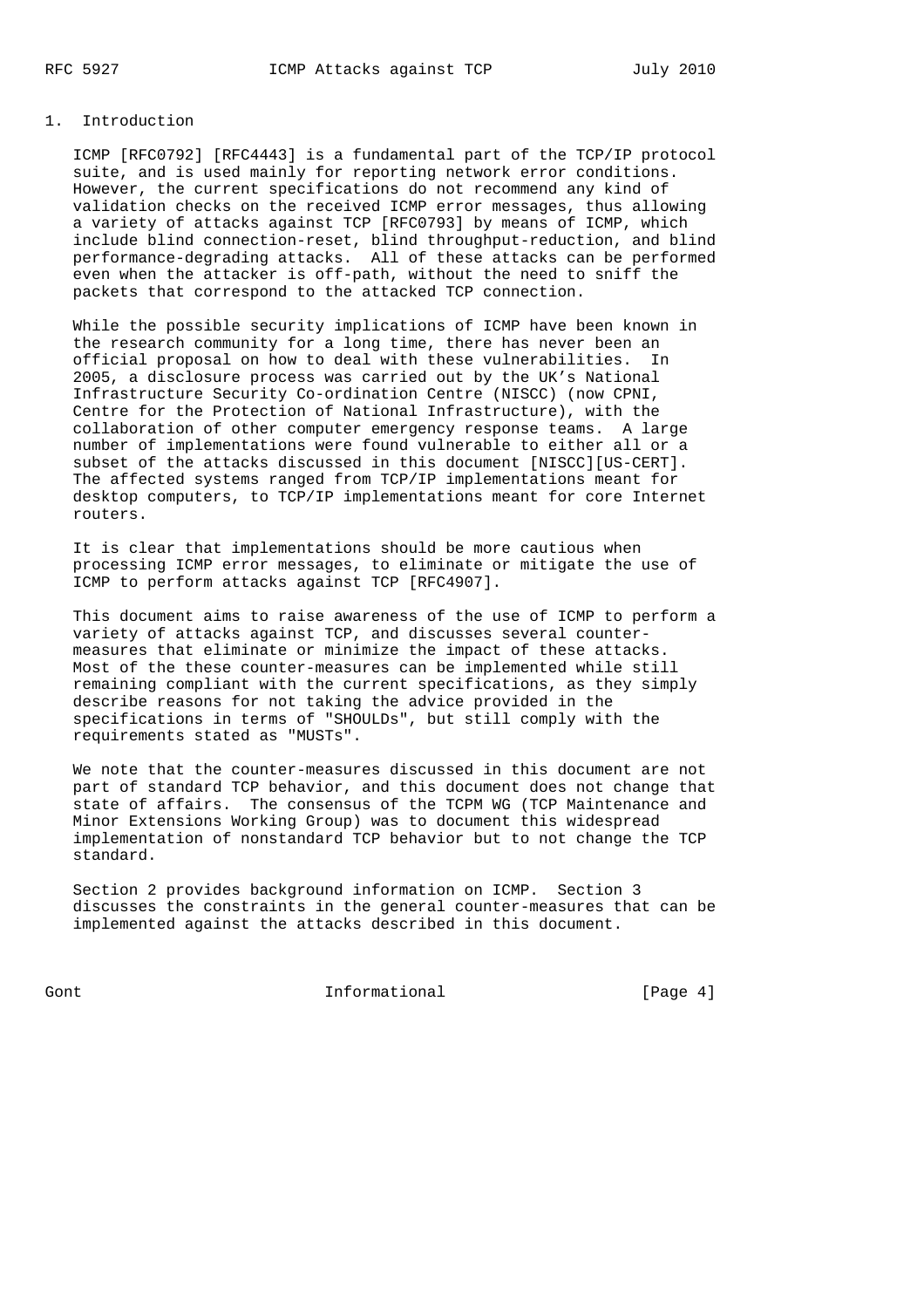## 1. Introduction

ICMP [RFC0792] [RFC4443] is a fundamental part of the TCP/IP protocol suite, and is used mainly for reporting network error conditions. However, the current specifications do not recommend any kind of validation checks on the received ICMP error messages, thus allowing a variety of attacks against TCP [RFC0793] by means of ICMP, which include blind connection-reset, blind throughput-reduction, and blind performance-degrading attacks. All of these attacks can be performed even when the attacker is off-path, without the need to sniff the packets that correspond to the attacked TCP connection.

While the possible security implications of ICMP have been known in the research community for a long time, there has never been an official proposal on how to deal with these vulnerabilities. In 2005, a disclosure process was carried out by the UK's National Infrastructure Security Co-ordination Centre (NISCC) (now CPNI, Centre for the Protection of National Infrastructure), with the collaboration of other computer emergency response teams. A large number of implementations were found vulnerable to either all or a subset of the attacks discussed in this document [NISCC][US-CERT]. The affected systems ranged from TCP/IP implementations meant for desktop computers, to TCP/IP implementations meant for core Internet routers.

It is clear that implementations should be more cautious when processing ICMP error messages, to eliminate or mitigate the use of ICMP to perform attacks against TCP [RFC4907].

This document aims to raise awareness of the use of ICMP to perform a variety of attacks against TCP, and discusses several counter-measures that eliminate or minimize the impact of these attacks. Most of the these counter-measures can be implemented while still remaining compliant with the current specifications, as they simply describe reasons for not taking the advice provided in the specifications in terms of "SHOULDs", but still comply with the requirements stated as "MUSTs".

We note that the counter-measures discussed in this document are not part of standard TCP behavior, and this document does not change that state of affairs. The consensus of the TCPM WG (TCP Maintenance and Minor Extensions Working Group) was to document this widespread implementation of nonstandard TCP behavior but to not change the TCP standard.

Section 2 provides background information on ICMP. Section 3 discusses the constraints in the general counter-measures that can be implemented against the attacks described in this document.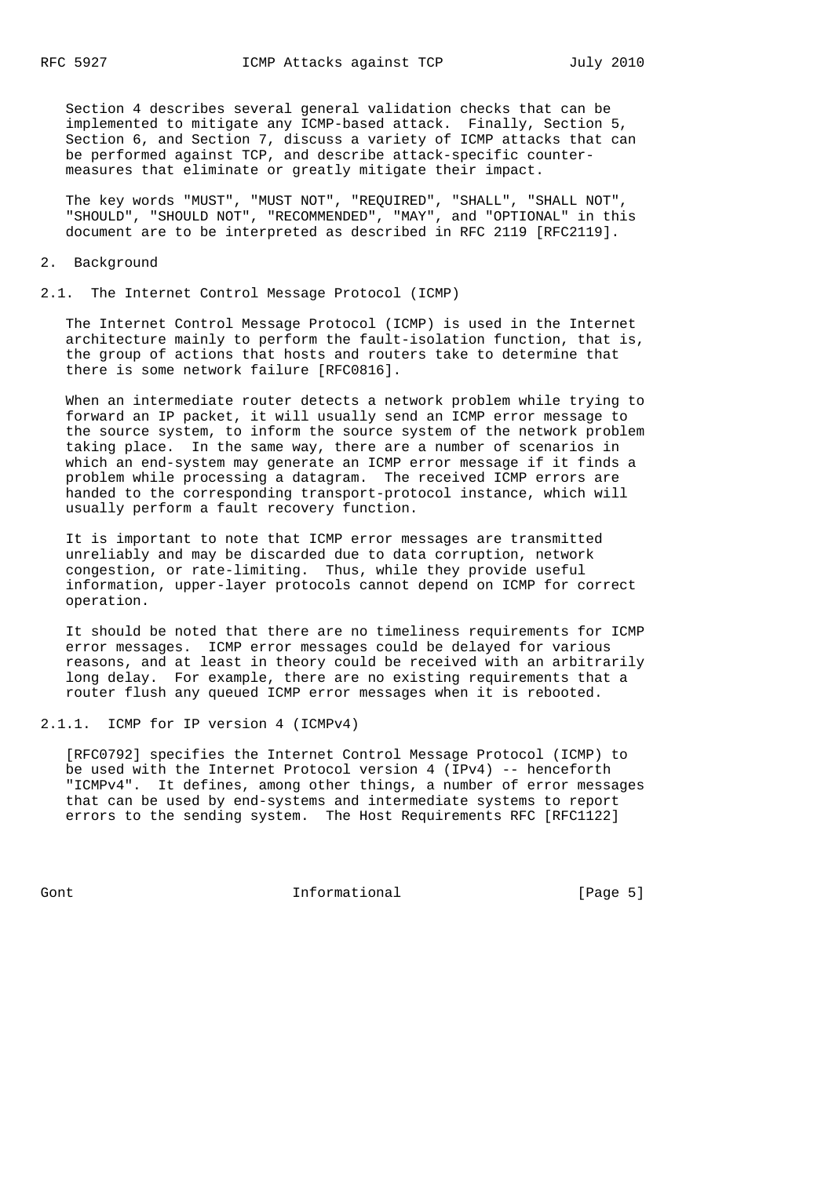Section 4 describes several general validation checks that can be implemented to mitigate any ICMP-based attack. Finally, Section 5, Section 6, and Section 7, discuss a variety of ICMP attacks that can be performed against TCP, and describe attack-specific counter-measures that eliminate or greatly mitigate their impact.

The key words "MUST", "MUST NOT", "REQUIRED", "SHALL", "SHALL NOT", "SHOULD", "SHOULD NOT", "RECOMMENDED", "MAY", and "OPTIONAL" in this document are to be interpreted as described in RFC 2119 [RFC2119].

## 2. Background

### 2.1. The Internet Control Message Protocol (ICMP)

The Internet Control Message Protocol (ICMP) is used in the Internet architecture mainly to perform the fault-isolation function, that is, the group of actions that hosts and routers take to determine that there is some network failure [RFC0816].

When an intermediate router detects a network problem while trying to forward an IP packet, it will usually send an ICMP error message to the source system, to inform the source system of the network problem taking place. In the same way, there are a number of scenarios in which an end-system may generate an ICMP error message if it finds a problem while processing a datagram. The received ICMP errors are handed to the corresponding transport-protocol instance, which will usually perform a fault recovery function.

It is important to note that ICMP error messages are transmitted unreliably and may be discarded due to data corruption, network congestion, or rate-limiting. Thus, while they provide useful information, upper-layer protocols cannot depend on ICMP for correct operation.

It should be noted that there are no timeliness requirements for ICMP error messages. ICMP error messages could be delayed for various reasons, and at least in theory could be received with an arbitrarily long delay. For example, there are no existing requirements that a router flush any queued ICMP error messages when it is rebooted.

#### 2.1.1. ICMP for IP version 4 (ICMPv4)

[RFC0792] specifies the Internet Control Message Protocol (ICMP) to be used with the Internet Protocol version 4 (IPv4) -- henceforth "ICMPv4". It defines, among other things, a number of error messages that can be used by end-systems and intermediate systems to report errors to the sending system. The Host Requirements RFC [RFC1122]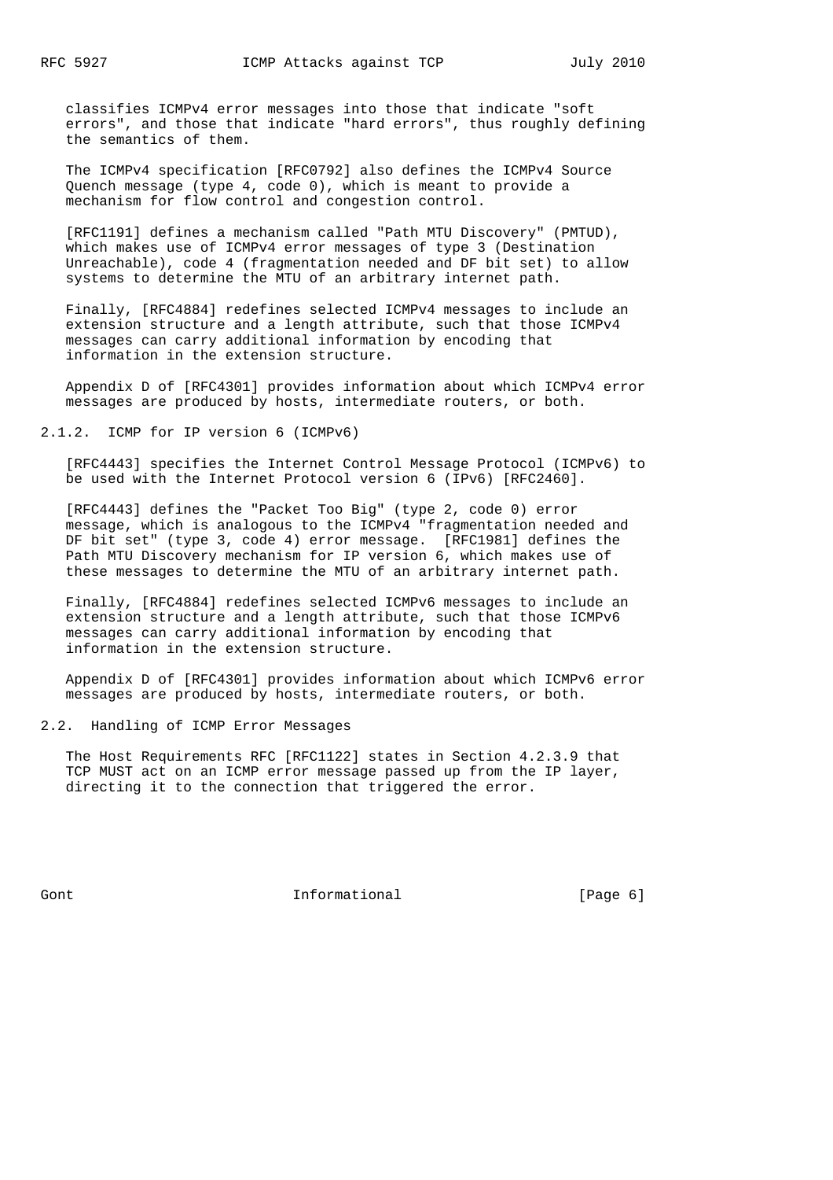classifies ICMPv4 error messages into those that indicate "soft errors", and those that indicate "hard errors", thus roughly defining the semantics of them.

The ICMPv4 specification [RFC0792] also defines the ICMPv4 Source Quench message (type 4, code 0), which is meant to provide a mechanism for flow control and congestion control.

[RFC1191] defines a mechanism called "Path MTU Discovery" (PMTUD), which makes use of ICMPv4 error messages of type 3 (Destination Unreachable), code 4 (fragmentation needed and DF bit set) to allow systems to determine the MTU of an arbitrary internet path.

Finally, [RFC4884] redefines selected ICMPv4 messages to include an extension structure and a length attribute, such that those ICMPv4 messages can carry additional information by encoding that information in the extension structure.

Appendix D of [RFC4301] provides information about which ICMPv4 error messages are produced by hosts, intermediate routers, or both.

### 2.1.2. ICMP for IP version 6 (ICMPv6)

[RFC4443] specifies the Internet Control Message Protocol (ICMPv6) to be used with the Internet Protocol version 6 (IPv6) [RFC2460].

[RFC4443] defines the "Packet Too Big" (type 2, code 0) error message, which is analogous to the ICMPv4 "fragmentation needed and DF bit set" (type 3, code 4) error message. [RFC1981] defines the Path MTU Discovery mechanism for IP version 6, which makes use of these messages to determine the MTU of an arbitrary internet path.

Finally, [RFC4884] redefines selected ICMPv6 messages to include an extension structure and a length attribute, such that those ICMPv6 messages can carry additional information by encoding that information in the extension structure.

Appendix D of [RFC4301] provides information about which ICMPv6 error messages are produced by hosts, intermediate routers, or both.

## 2.2. Handling of ICMP Error Messages

The Host Requirements RFC [RFC1122] states in Section 4.2.3.9 that TCP MUST act on an ICMP error message passed up from the IP layer, directing it to the connection that triggered the error.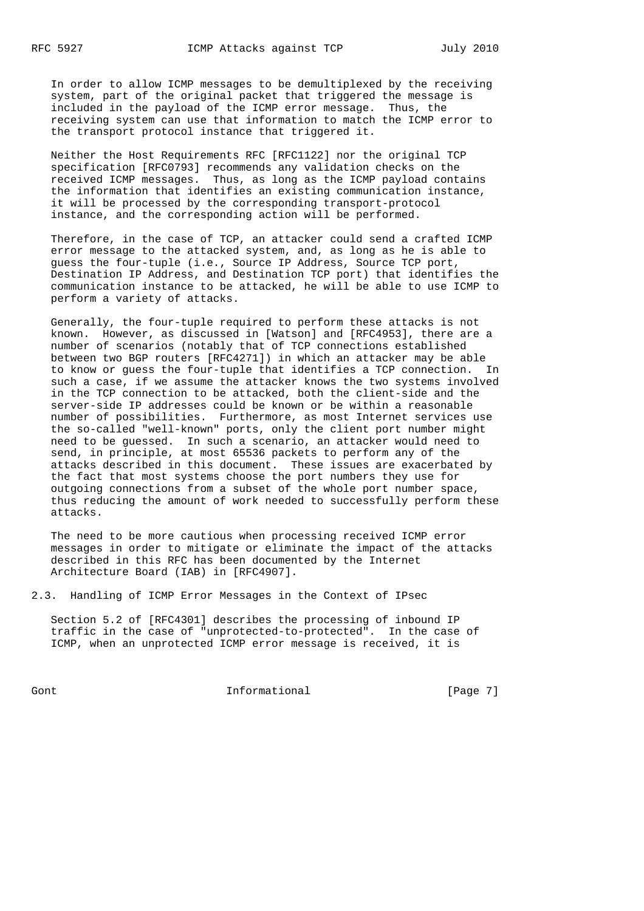In order to allow ICMP messages to be demultiplexed by the receiving system, part of the original packet that triggered the message is included in the payload of the ICMP error message. Thus, the receiving system can use that information to match the ICMP error to the transport protocol instance that triggered it.

Neither the Host Requirements RFC [RFC1122] nor the original TCP specification [RFC0793] recommends any validation checks on the received ICMP messages. Thus, as long as the ICMP payload contains the information that identifies an existing communication instance, it will be processed by the corresponding transport-protocol instance, and the corresponding action will be performed.

Therefore, in the case of TCP, an attacker could send a crafted ICMP error message to the attacked system, and, as long as he is able to guess the four-tuple (i.e., Source IP Address, Source TCP port, Destination IP Address, and Destination TCP port) that identifies the communication instance to be attacked, he will be able to use ICMP to perform a variety of attacks.

Generally, the four-tuple required to perform these attacks is not known. However, as discussed in [Watson] and [RFC4953], there are a number of scenarios (notably that of TCP connections established between two BGP routers [RFC4271]) in which an attacker may be able to know or guess the four-tuple that identifies a TCP connection. In such a case, if we assume the attacker knows the two systems involved in the TCP connection to be attacked, both the client-side and the server-side IP addresses could be known or be within a reasonable number of possibilities. Furthermore, as most Internet services use the so-called "well-known" ports, only the client port number might need to be guessed. In such a scenario, an attacker would need to send, in principle, at most 65536 packets to perform any of the attacks described in this document. These issues are exacerbated by the fact that most systems choose the port numbers they use for outgoing connections from a subset of the whole port number space, thus reducing the amount of work needed to successfully perform these attacks.

The need to be more cautious when processing received ICMP error messages in order to mitigate or eliminate the impact of the attacks described in this RFC has been documented by the Internet Architecture Board (IAB) in [RFC4907].

### 2.3. Handling of ICMP Error Messages in the Context of IPsec

Section 5.2 of [RFC4301] describes the processing of inbound IP traffic in the case of "unprotected-to-protected". In the case of ICMP, when an unprotected ICMP error message is received, it is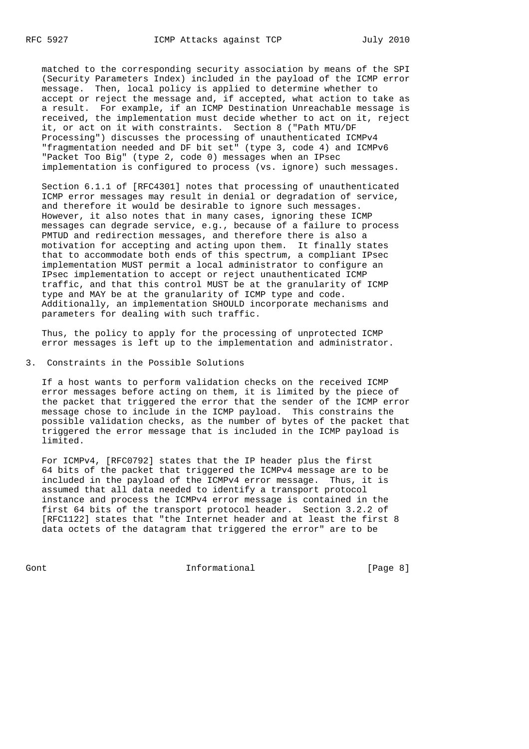matched to the corresponding security association by means of the SPI (Security Parameters Index) included in the payload of the ICMP error message. Then, local policy is applied to determine whether to accept or reject the message and, if accepted, what action to take as a result. For example, if an ICMP Destination Unreachable message is received, the implementation must decide whether to act on it, reject it, or act on it with constraints. Section 8 ("Path MTU/DF Processing") discusses the processing of unauthenticated ICMPv4 "fragmentation needed and DF bit set" (type 3, code 4) and ICMPv6 "Packet Too Big" (type 2, code 0) messages when an IPsec implementation is configured to process (vs. ignore) such messages.

Section 6.1.1 of [RFC4301] notes that processing of unauthenticated ICMP error messages may result in denial or degradation of service, and therefore it would be desirable to ignore such messages. However, it also notes that in many cases, ignoring these ICMP messages can degrade service, e.g., because of a failure to process PMTUD and redirection messages, and therefore there is also a motivation for accepting and acting upon them. It finally states that to accommodate both ends of this spectrum, a compliant IPsec implementation MUST permit a local administrator to configure an IPsec implementation to accept or reject unauthenticated ICMP traffic, and that this control MUST be at the granularity of ICMP type and MAY be at the granularity of ICMP type and code. Additionally, an implementation SHOULD incorporate mechanisms and parameters for dealing with such traffic.

Thus, the policy to apply for the processing of unprotected ICMP error messages is left up to the implementation and administrator.

## 3. Constraints in the Possible Solutions

If a host wants to perform validation checks on the received ICMP error messages before acting on them, it is limited by the piece of the packet that triggered the error that the sender of the ICMP error message chose to include in the ICMP payload. This constrains the possible validation checks, as the number of bytes of the packet that triggered the error message that is included in the ICMP payload is limited.

For ICMPv4, [RFC0792] states that the IP header plus the first 64 bits of the packet that triggered the ICMPv4 message are to be included in the payload of the ICMPv4 error message. Thus, it is assumed that all data needed to identify a transport protocol instance and process the ICMPv4 error message is contained in the first 64 bits of the transport protocol header. Section 3.2.2 of [RFC1122] states that "the Internet header and at least the first 8 data octets of the datagram that triggered the error" are to be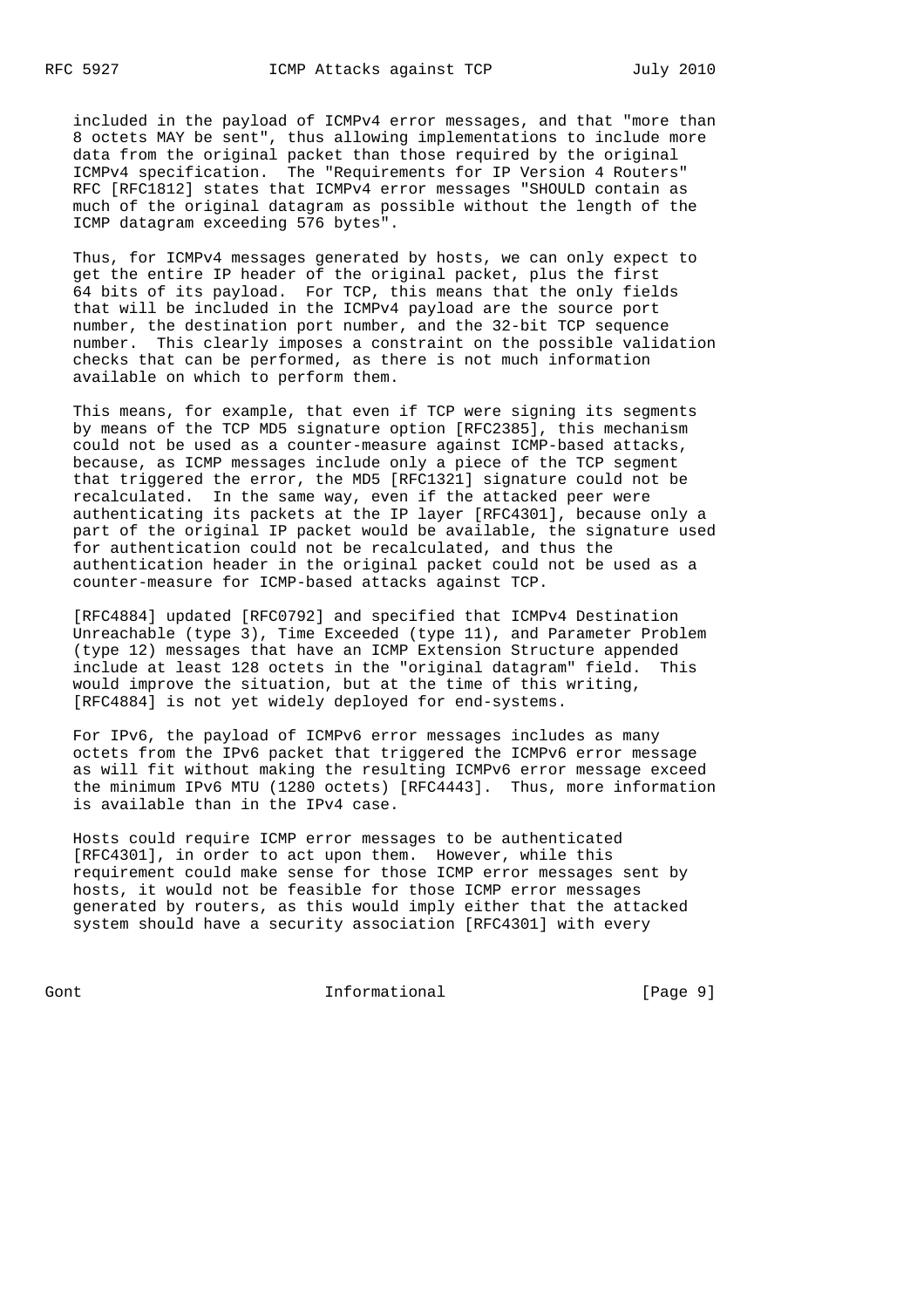included in the payload of ICMPv4 error messages, and that "more than 8 octets MAY be sent", thus allowing implementations to include more data from the original packet than those required by the original ICMPv4 specification. The "Requirements for IP Version 4 Routers" RFC [RFC1812] states that ICMPv4 error messages "SHOULD contain as much of the original datagram as possible without the length of the ICMP datagram exceeding 576 bytes".

Thus, for ICMPv4 messages generated by hosts, we can only expect to get the entire IP header of the original packet, plus the first 64 bits of its payload. For TCP, this means that the only fields that will be included in the ICMPv4 payload are the source port number, the destination port number, and the 32-bit TCP sequence number. This clearly imposes a constraint on the possible validation checks that can be performed, as there is not much information available on which to perform them.

This means, for example, that even if TCP were signing its segments by means of the TCP MD5 signature option [RFC2385], this mechanism could not be used as a counter-measure against ICMP-based attacks, because, as ICMP messages include only a piece of the TCP segment that triggered the error, the MD5 [RFC1321] signature could not be recalculated. In the same way, even if the attacked peer were authenticating its packets at the IP layer [RFC4301], because only a part of the original IP packet would be available, the signature used for authentication could not be recalculated, and thus the authentication header in the original packet could not be used as a counter-measure for ICMP-based attacks against TCP.

[RFC4884] updated [RFC0792] and specified that ICMPv4 Destination Unreachable (type 3), Time Exceeded (type 11), and Parameter Problem (type 12) messages that have an ICMP Extension Structure appended include at least 128 octets in the "original datagram" field. This would improve the situation, but at the time of this writing, [RFC4884] is not yet widely deployed for end-systems.

For IPv6, the payload of ICMPv6 error messages includes as many octets from the IPv6 packet that triggered the ICMPv6 error message as will fit without making the resulting ICMPv6 error message exceed the minimum IPv6 MTU (1280 octets) [RFC4443]. Thus, more information is available than in the IPv4 case.

Hosts could require ICMP error messages to be authenticated [RFC4301], in order to act upon them. However, while this requirement could make sense for those ICMP error messages sent by hosts, it would not be feasible for those ICMP error messages generated by routers, as this would imply either that the attacked system should have a security association [RFC4301] with every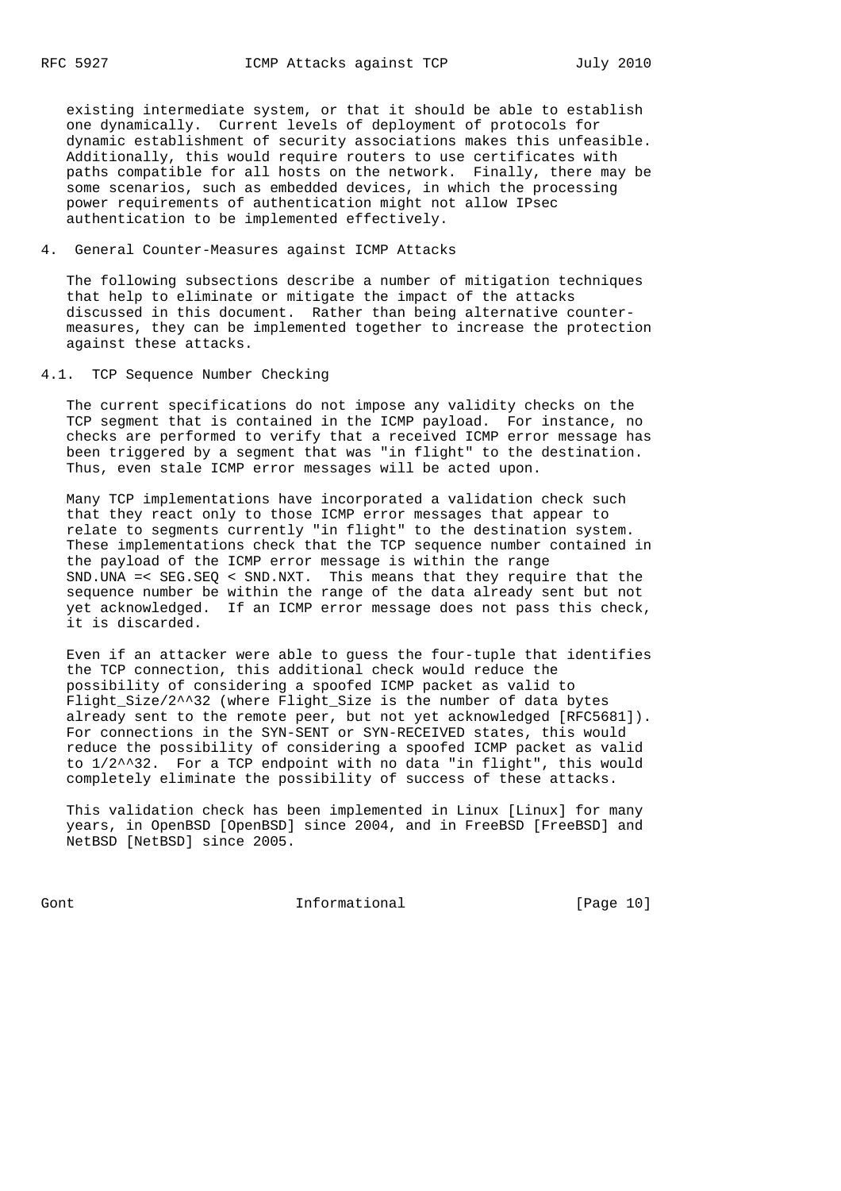existing intermediate system, or that it should be able to establish one dynamically. Current levels of deployment of protocols for dynamic establishment of security associations makes this unfeasible. Additionally, this would require routers to use certificates with paths compatible for all hosts on the network. Finally, there may be some scenarios, such as embedded devices, in which the processing power requirements of authentication might not allow IPsec authentication to be implemented effectively.

## 4. General Counter-Measures against ICMP Attacks

The following subsections describe a number of mitigation techniques that help to eliminate or mitigate the impact of the attacks discussed in this document. Rather than being alternative counter-measures, they can be implemented together to increase the protection against these attacks.

### 4.1. TCP Sequence Number Checking

The current specifications do not impose any validity checks on the TCP segment that is contained in the ICMP payload. For instance, no checks are performed to verify that a received ICMP error message has been triggered by a segment that was "in flight" to the destination. Thus, even stale ICMP error messages will be acted upon.

Many TCP implementations have incorporated a validation check such that they react only to those ICMP error messages that appear to relate to segments currently "in flight" to the destination system. These implementations check that the TCP sequence number contained in the payload of the ICMP error message is within the range SND.UNA =< SEG.SEQ < SND.NXT. This means that they require that the sequence number be within the range of the data already sent but not yet acknowledged. If an ICMP error message does not pass this check, it is discarded.

Even if an attacker were able to guess the four-tuple that identifies the TCP connection, this additional check would reduce the possibility of considering a spoofed ICMP packet as valid to Flight_Size/2^^32 (where Flight_Size is the number of data bytes already sent to the remote peer, but not yet acknowledged [RFC5681]). For connections in the SYN-SENT or SYN-RECEIVED states, this would reduce the possibility of considering a spoofed ICMP packet as valid to 1/2^^32. For a TCP endpoint with no data "in flight", this would completely eliminate the possibility of success of these attacks.

This validation check has been implemented in Linux [Linux] for many years, in OpenBSD [OpenBSD] since 2004, and in FreeBSD [FreeBSD] and NetBSD [NetBSD] since 2005.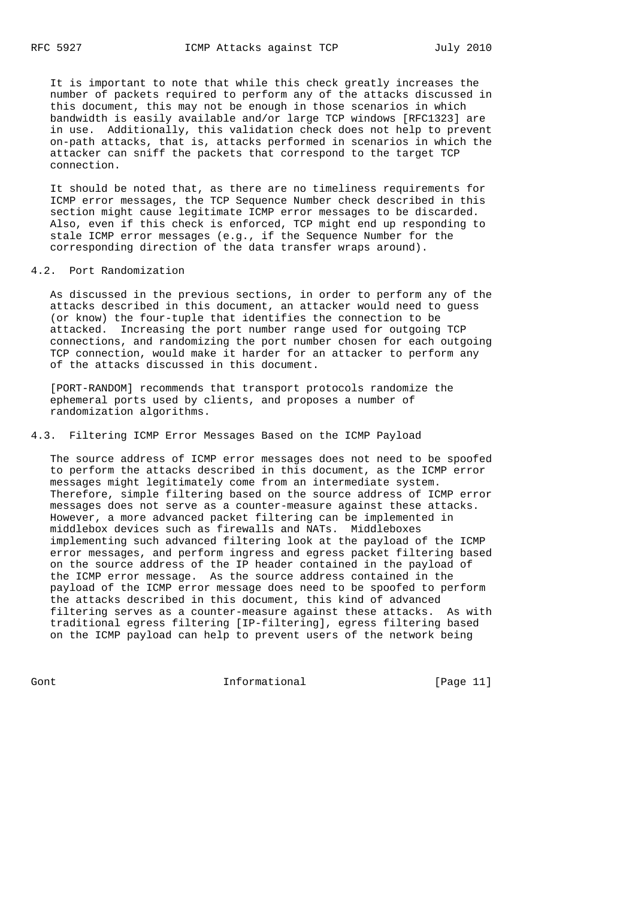It is important to note that while this check greatly increases the number of packets required to perform any of the attacks discussed in this document, this may not be enough in those scenarios in which bandwidth is easily available and/or large TCP windows [RFC1323] are in use. Additionally, this validation check does not help to prevent on-path attacks, that is, attacks performed in scenarios in which the attacker can sniff the packets that correspond to the target TCP connection.

It should be noted that, as there are no timeliness requirements for ICMP error messages, the TCP Sequence Number check described in this section might cause legitimate ICMP error messages to be discarded. Also, even if this check is enforced, TCP might end up responding to stale ICMP error messages (e.g., if the Sequence Number for the corresponding direction of the data transfer wraps around).

## 4.2. Port Randomization

As discussed in the previous sections, in order to perform any of the attacks described in this document, an attacker would need to guess (or know) the four-tuple that identifies the connection to be attacked. Increasing the port number range used for outgoing TCP connections, and randomizing the port number chosen for each outgoing TCP connection, would make it harder for an attacker to perform any of the attacks discussed in this document.

[PORT-RANDOM] recommends that transport protocols randomize the ephemeral ports used by clients, and proposes a number of randomization algorithms.

## 4.3. Filtering ICMP Error Messages Based on the ICMP Payload

The source address of ICMP error messages does not need to be spoofed to perform the attacks described in this document, as the ICMP error messages might legitimately come from an intermediate system. Therefore, simple filtering based on the source address of ICMP error messages does not serve as a counter-measure against these attacks. However, a more advanced packet filtering can be implemented in middlebox devices such as firewalls and NATs. Middleboxes implementing such advanced filtering look at the payload of the ICMP error messages, and perform ingress and egress packet filtering based on the source address of the IP header contained in the payload of the ICMP error message. As the source address contained in the payload of the ICMP error message does need to be spoofed to perform the attacks described in this document, this kind of advanced filtering serves as a counter-measure against these attacks. As with traditional egress filtering [IP-filtering], egress filtering based on the ICMP payload can help to prevent users of the network being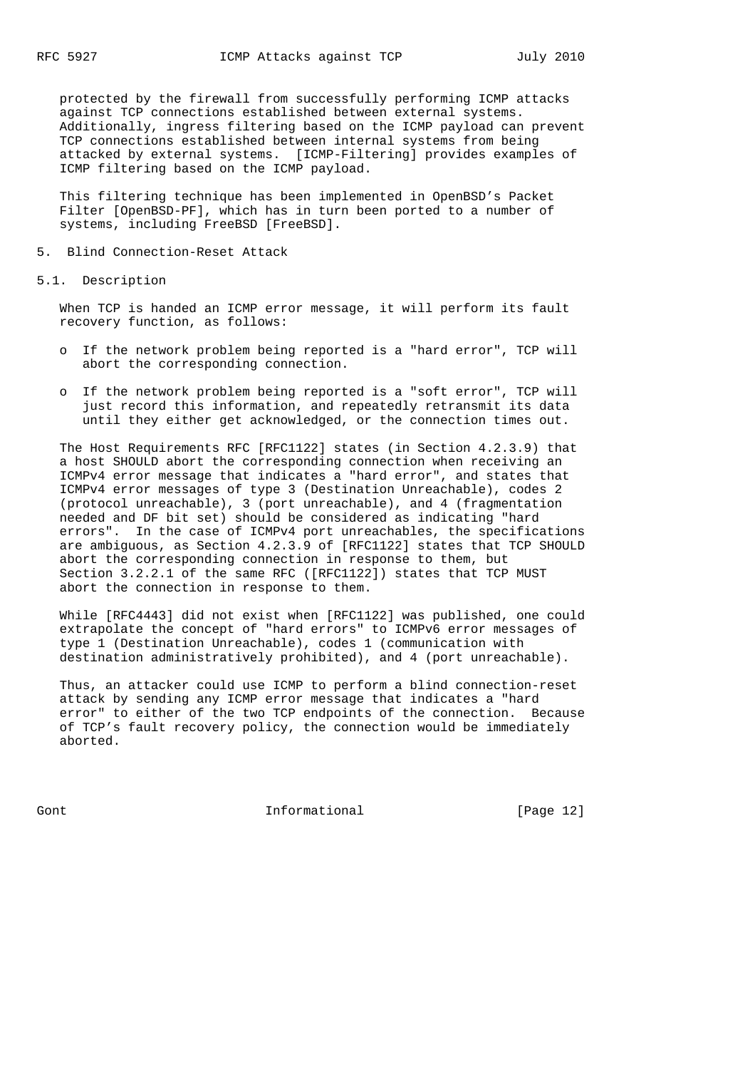protected by the firewall from successfully performing ICMP attacks against TCP connections established between external systems. Additionally, ingress filtering based on the ICMP payload can prevent TCP connections established between internal systems from being attacked by external systems. [ICMP-Filtering] provides examples of ICMP filtering based on the ICMP payload.

This filtering technique has been implemented in OpenBSD's Packet Filter [OpenBSD-PF], which has in turn been ported to a number of systems, including FreeBSD [FreeBSD].

## 5. Blind Connection-Reset Attack

### 5.1. Description

When TCP is handed an ICMP error message, it will perform its fault recovery function, as follows:

- If the network problem being reported is a "hard error", TCP will abort the corresponding connection.
- If the network problem being reported is a "soft error", TCP will just record this information, and repeatedly retransmit its data until they either get acknowledged, or the connection times out.

The Host Requirements RFC [RFC1122] states (in Section 4.2.3.9) that a host SHOULD abort the corresponding connection when receiving an ICMPv4 error message that indicates a "hard error", and states that ICMPv4 error messages of type 3 (Destination Unreachable), codes 2 (protocol unreachable), 3 (port unreachable), and 4 (fragmentation needed and DF bit set) should be considered as indicating "hard errors". In the case of ICMPv4 port unreachables, the specifications are ambiguous, as Section 4.2.3.9 of [RFC1122] states that TCP SHOULD abort the corresponding connection in response to them, but Section 3.2.2.1 of the same RFC ([RFC1122]) states that TCP MUST abort the connection in response to them.

While [RFC4443] did not exist when [RFC1122] was published, one could extrapolate the concept of "hard errors" to ICMPv6 error messages of type 1 (Destination Unreachable), codes 1 (communication with destination administratively prohibited), and 4 (port unreachable).

Thus, an attacker could use ICMP to perform a blind connection-reset attack by sending any ICMP error message that indicates a "hard error" to either of the two TCP endpoints of the connection. Because of TCP's fault recovery policy, the connection would be immediately aborted.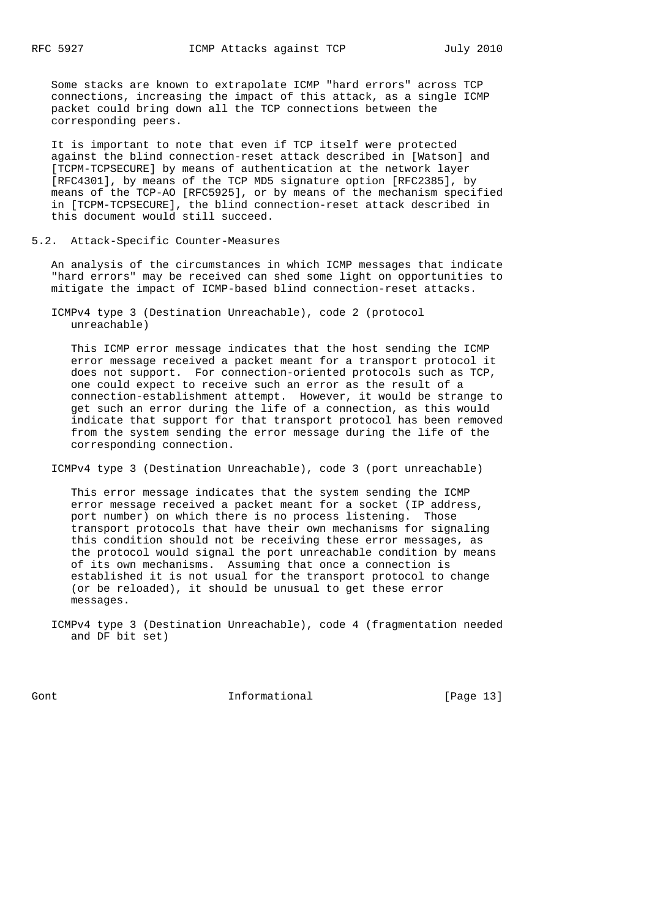Some stacks are known to extrapolate ICMP "hard errors" across TCP connections, increasing the impact of this attack, as a single ICMP packet could bring down all the TCP connections between the corresponding peers.

It is important to note that even if TCP itself were protected against the blind connection-reset attack described in [Watson] and [TCPM-TCPSECURE] by means of authentication at the network layer [RFC4301], by means of the TCP MD5 signature option [RFC2385], by means of the TCP-AO [RFC5925], or by means of the mechanism specified in [TCPM-TCPSECURE], the blind connection-reset attack described in this document would still succeed.

## 5.2. Attack-Specific Counter-Measures

An analysis of the circumstances in which ICMP messages that indicate "hard errors" may be received can shed some light on opportunities to mitigate the impact of ICMP-based blind connection-reset attacks.

ICMPv4 type 3 (Destination Unreachable), code 2 (protocol unreachable)

This ICMP error message indicates that the host sending the ICMP error message received a packet meant for a transport protocol it does not support. For connection-oriented protocols such as TCP, one could expect to receive such an error as the result of a connection-establishment attempt. However, it would be strange to get such an error during the life of a connection, as this would indicate that support for that transport protocol has been removed from the system sending the error message during the life of the corresponding connection.

ICMPv4 type 3 (Destination Unreachable), code 3 (port unreachable)

This error message indicates that the system sending the ICMP error message received a packet meant for a socket (IP address, port number) on which there is no process listening. Those transport protocols that have their own mechanisms for signaling this condition should not be receiving these error messages, as the protocol would signal the port unreachable condition by means of its own mechanisms. Assuming that once a connection is established it is not usual for the transport protocol to change (or be reloaded), it should be unusual to get these error messages.

ICMPv4 type 3 (Destination Unreachable), code 4 (fragmentation needed and DF bit set)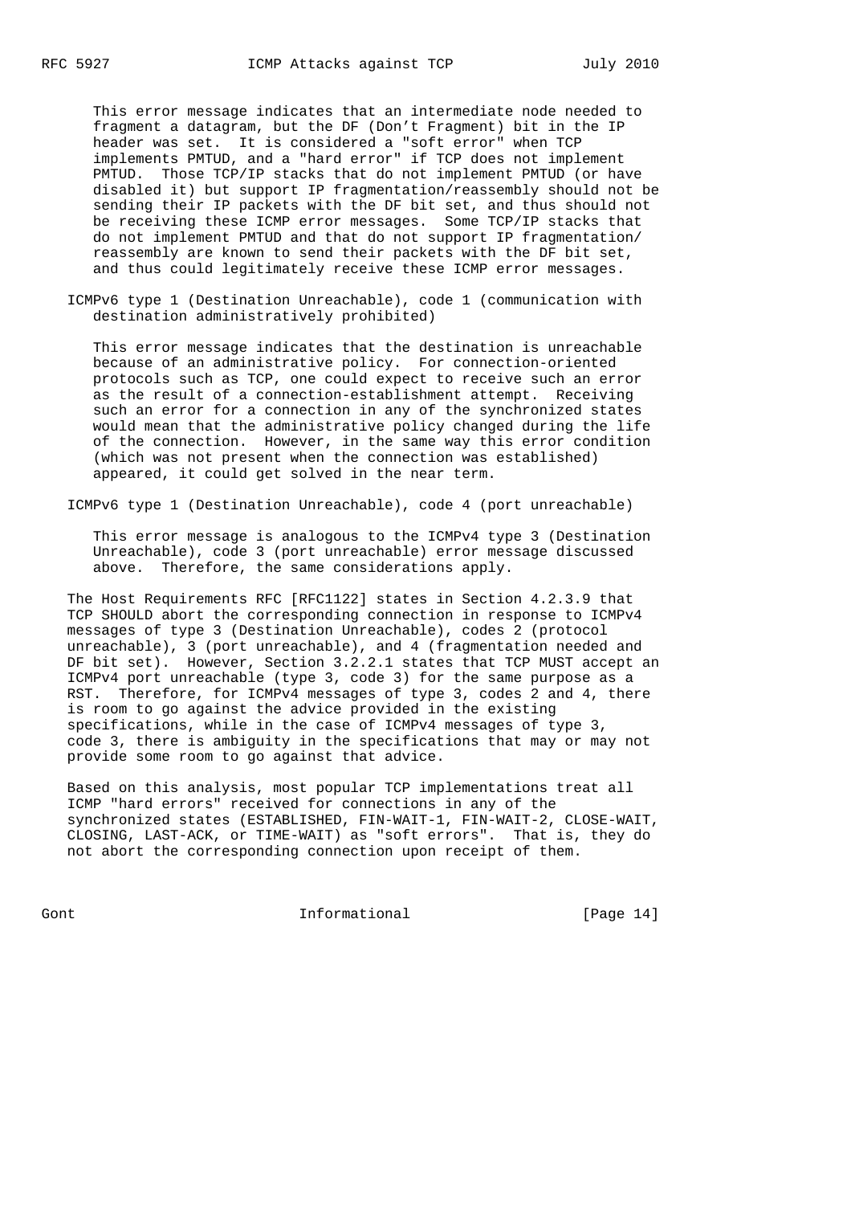This error message indicates that an intermediate node needed to fragment a datagram, but the DF (Don't Fragment) bit in the IP header was set. It is considered a "soft error" when TCP implements PMTUD, and a "hard error" if TCP does not implement PMTUD. Those TCP/IP stacks that do not implement PMTUD (or have disabled it) but support IP fragmentation/reassembly should not be sending their IP packets with the DF bit set, and thus should not be receiving these ICMP error messages. Some TCP/IP stacks that do not implement PMTUD and that do not support IP fragmentation/reassembly are known to send their packets with the DF bit set, and thus could legitimately receive these ICMP error messages.

ICMPv6 type 1 (Destination Unreachable), code 1 (communication with destination administratively prohibited)

This error message indicates that the destination is unreachable because of an administrative policy. For connection-oriented protocols such as TCP, one could expect to receive such an error as the result of a connection-establishment attempt. Receiving such an error for a connection in any of the synchronized states would mean that the administrative policy changed during the life of the connection. However, in the same way this error condition (which was not present when the connection was established) appeared, it could get solved in the near term.

ICMPv6 type 1 (Destination Unreachable), code 4 (port unreachable)

This error message is analogous to the ICMPv4 type 3 (Destination Unreachable), code 3 (port unreachable) error message discussed above. Therefore, the same considerations apply.

The Host Requirements RFC [RFC1122] states in Section 4.2.3.9 that TCP SHOULD abort the corresponding connection in response to ICMPv4 messages of type 3 (Destination Unreachable), codes 2 (protocol unreachable), 3 (port unreachable), and 4 (fragmentation needed and DF bit set). However, Section 3.2.2.1 states that TCP MUST accept an ICMPv4 port unreachable (type 3, code 3) for the same purpose as a RST. Therefore, for ICMPv4 messages of type 3, codes 2 and 4, there is room to go against the advice provided in the existing specifications, while in the case of ICMPv4 messages of type 3, code 3, there is ambiguity in the specifications that may or may not provide some room to go against that advice.

Based on this analysis, most popular TCP implementations treat all ICMP "hard errors" received for connections in any of the synchronized states (ESTABLISHED, FIN-WAIT-1, FIN-WAIT-2, CLOSE-WAIT, CLOSING, LAST-ACK, or TIME-WAIT) as "soft errors". That is, they do not abort the corresponding connection upon receipt of them.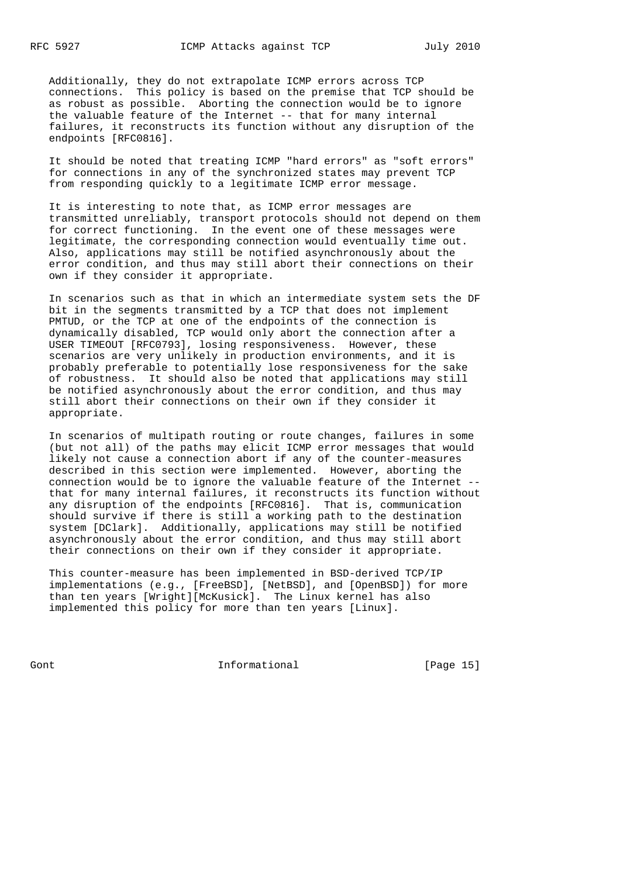Additionally, they do not extrapolate ICMP errors across TCP connections. This policy is based on the premise that TCP should be as robust as possible. Aborting the connection would be to ignore the valuable feature of the Internet -- that for many internal failures, it reconstructs its function without any disruption of the endpoints [RFC0816].

It should be noted that treating ICMP "hard errors" as "soft errors" for connections in any of the synchronized states may prevent TCP from responding quickly to a legitimate ICMP error message.

It is interesting to note that, as ICMP error messages are transmitted unreliably, transport protocols should not depend on them for correct functioning. In the event one of these messages were legitimate, the corresponding connection would eventually time out. Also, applications may still be notified asynchronously about the error condition, and thus may still abort their connections on their own if they consider it appropriate.

In scenarios such as that in which an intermediate system sets the DF bit in the segments transmitted by a TCP that does not implement PMTUD, or the TCP at one of the endpoints of the connection is dynamically disabled, TCP would only abort the connection after a USER TIMEOUT [RFC0793], losing responsiveness. However, these scenarios are very unlikely in production environments, and it is probably preferable to potentially lose responsiveness for the sake of robustness. It should also be noted that applications may still be notified asynchronously about the error condition, and thus may still abort their connections on their own if they consider it appropriate.

In scenarios of multipath routing or route changes, failures in some (but not all) of the paths may elicit ICMP error messages that would likely not cause a connection abort if any of the counter-measures described in this section were implemented. However, aborting the connection would be to ignore the valuable feature of the Internet -- that for many internal failures, it reconstructs its function without any disruption of the endpoints [RFC0816]. That is, communication should survive if there is still a working path to the destination system [DClark]. Additionally, applications may still be notified asynchronously about the error condition, and thus may still abort their connections on their own if they consider it appropriate.

This counter-measure has been implemented in BSD-derived TCP/IP implementations (e.g., [FreeBSD], [NetBSD], and [OpenBSD]) for more than ten years [Wright][McKusick]. The Linux kernel has also implemented this policy for more than ten years [Linux].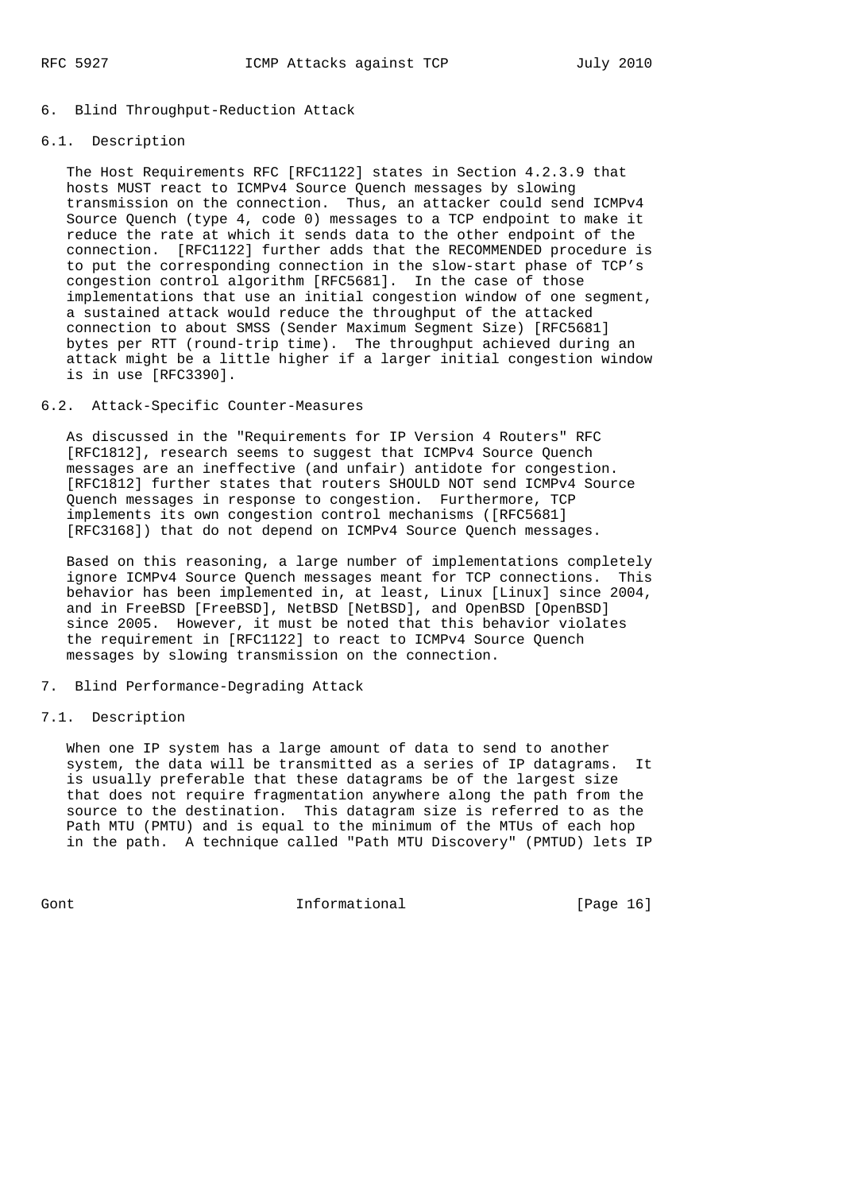## 6. Blind Throughput-Reduction Attack

### 6.1. Description

The Host Requirements RFC [RFC1122] states in Section 4.2.3.9 that hosts MUST react to ICMPv4 Source Quench messages by slowing transmission on the connection. Thus, an attacker could send ICMPv4 Source Quench (type 4, code 0) messages to a TCP endpoint to make it reduce the rate at which it sends data to the other endpoint of the connection. [RFC1122] further adds that the RECOMMENDED procedure is to put the corresponding connection in the slow-start phase of TCP's congestion control algorithm [RFC5681]. In the case of those implementations that use an initial congestion window of one segment, a sustained attack would reduce the throughput of the attacked connection to about SMSS (Sender Maximum Segment Size) [RFC5681] bytes per RTT (round-trip time). The throughput achieved during an attack might be a little higher if a larger initial congestion window is in use [RFC3390].

### 6.2. Attack-Specific Counter-Measures

As discussed in the "Requirements for IP Version 4 Routers" RFC [RFC1812], research seems to suggest that ICMPv4 Source Quench messages are an ineffective (and unfair) antidote for congestion. [RFC1812] further states that routers SHOULD NOT send ICMPv4 Source Quench messages in response to congestion. Furthermore, TCP implements its own congestion control mechanisms ([RFC5681] [RFC3168]) that do not depend on ICMPv4 Source Quench messages.

Based on this reasoning, a large number of implementations completely ignore ICMPv4 Source Quench messages meant for TCP connections. This behavior has been implemented in, at least, Linux [Linux] since 2004, and in FreeBSD [FreeBSD], NetBSD [NetBSD], and OpenBSD [OpenBSD] since 2005. However, it must be noted that this behavior violates the requirement in [RFC1122] to react to ICMPv4 Source Quench messages by slowing transmission on the connection.

## 7. Blind Performance-Degrading Attack

### 7.1. Description

When one IP system has a large amount of data to send to another system, the data will be transmitted as a series of IP datagrams. It is usually preferable that these datagrams be of the largest size that does not require fragmentation anywhere along the path from the source to the destination. This datagram size is referred to as the Path MTU (PMTU) and is equal to the minimum of the MTUs of each hop in the path. A technique called "Path MTU Discovery" (PMTUD) lets IP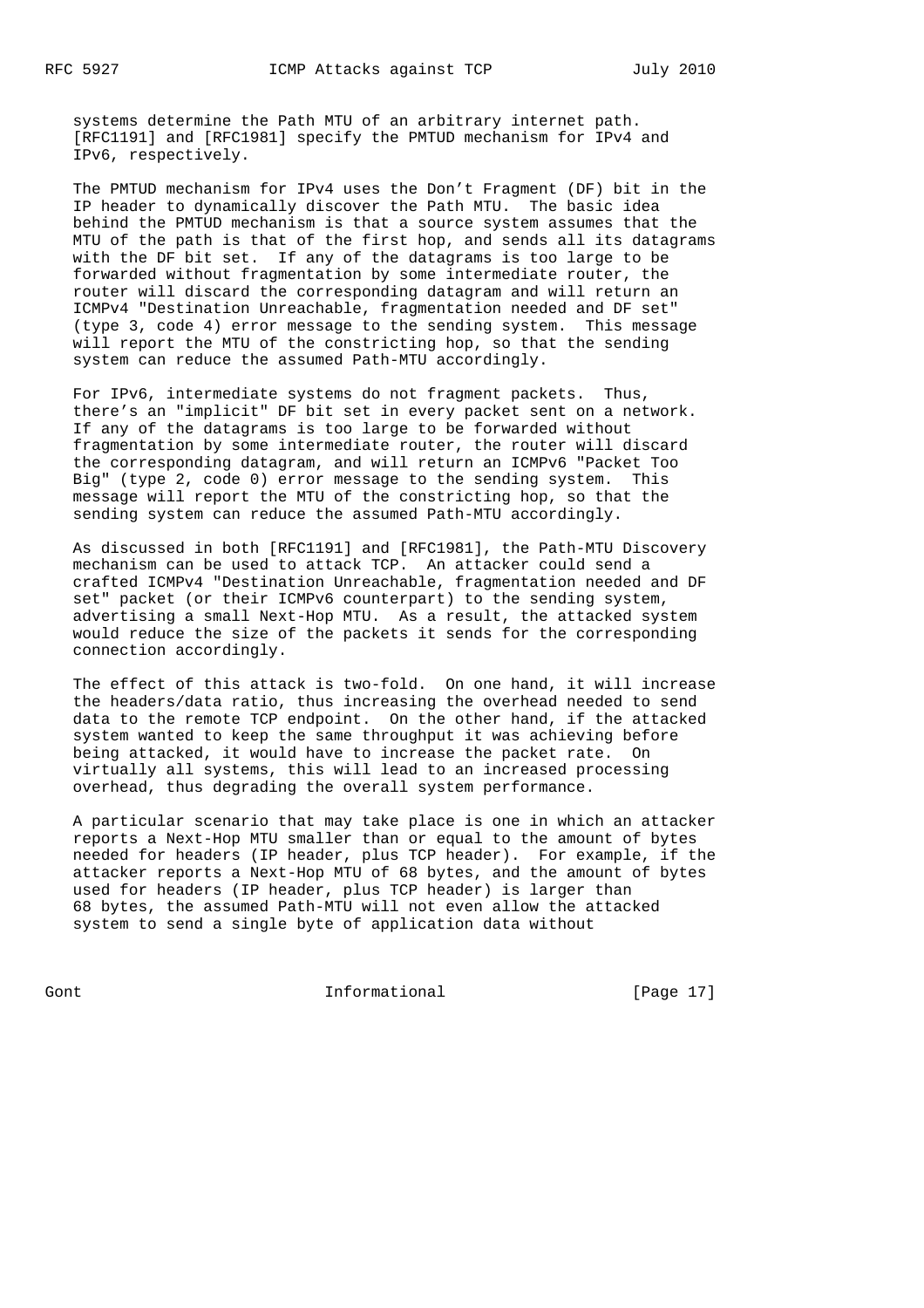systems determine the Path MTU of an arbitrary internet path. [RFC1191] and [RFC1981] specify the PMTUD mechanism for IPv4 and IPv6, respectively.

The PMTUD mechanism for IPv4 uses the Don't Fragment (DF) bit in the IP header to dynamically discover the Path MTU. The basic idea behind the PMTUD mechanism is that a source system assumes that the MTU of the path is that of the first hop, and sends all its datagrams with the DF bit set. If any of the datagrams is too large to be forwarded without fragmentation by some intermediate router, the router will discard the corresponding datagram and will return an ICMPv4 "Destination Unreachable, fragmentation needed and DF set" (type 3, code 4) error message to the sending system. This message will report the MTU of the constricting hop, so that the sending system can reduce the assumed Path-MTU accordingly.

For IPv6, intermediate systems do not fragment packets. Thus, there's an "implicit" DF bit set in every packet sent on a network. If any of the datagrams is too large to be forwarded without fragmentation by some intermediate router, the router will discard the corresponding datagram, and will return an ICMPv6 "Packet Too Big" (type 2, code 0) error message to the sending system. This message will report the MTU of the constricting hop, so that the sending system can reduce the assumed Path-MTU accordingly.

As discussed in both [RFC1191] and [RFC1981], the Path-MTU Discovery mechanism can be used to attack TCP. An attacker could send a crafted ICMPv4 "Destination Unreachable, fragmentation needed and DF set" packet (or their ICMPv6 counterpart) to the sending system, advertising a small Next-Hop MTU. As a result, the attacked system would reduce the size of the packets it sends for the corresponding connection accordingly.

The effect of this attack is two-fold. On one hand, it will increase the headers/data ratio, thus increasing the overhead needed to send data to the remote TCP endpoint. On the other hand, if the attacked system wanted to keep the same throughput it was achieving before being attacked, it would have to increase the packet rate. On virtually all systems, this will lead to an increased processing overhead, thus degrading the overall system performance.

A particular scenario that may take place is one in which an attacker reports a Next-Hop MTU smaller than or equal to the amount of bytes needed for headers (IP header, plus TCP header). For example, if the attacker reports a Next-Hop MTU of 68 bytes, and the amount of bytes used for headers (IP header, plus TCP header) is larger than 68 bytes, the assumed Path-MTU will not even allow the attacked system to send a single byte of application data without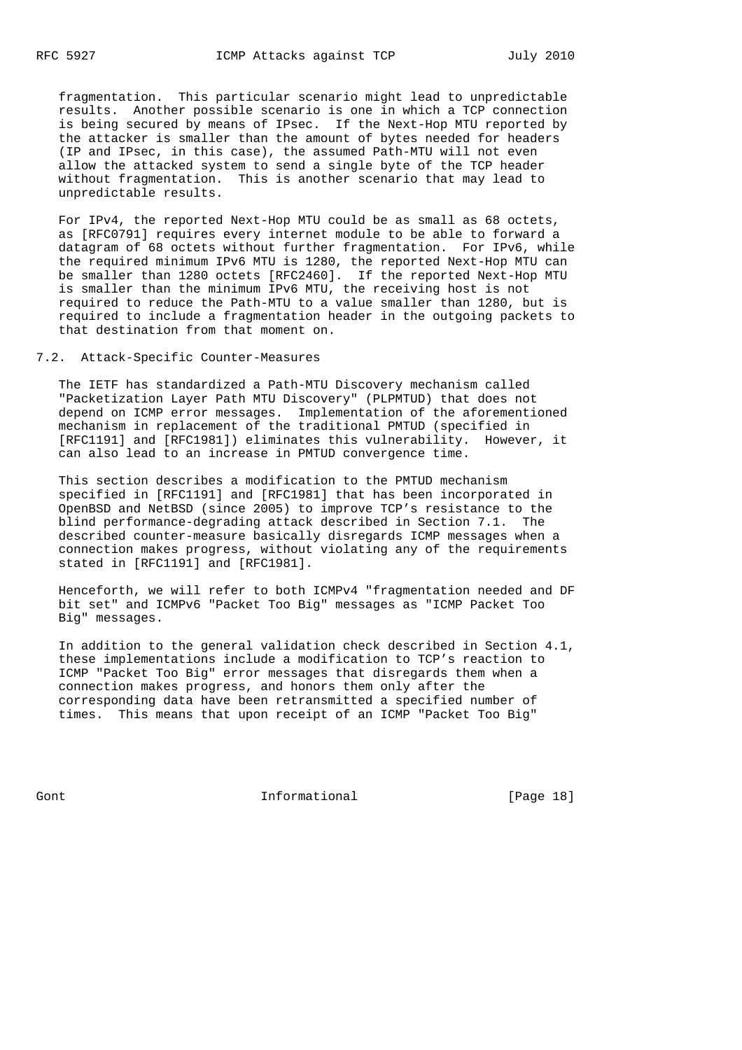fragmentation. This particular scenario might lead to unpredictable results. Another possible scenario is one in which a TCP connection is being secured by means of IPsec. If the Next-Hop MTU reported by the attacker is smaller than the amount of bytes needed for headers (IP and IPsec, in this case), the assumed Path-MTU will not even allow the attacked system to send a single byte of the TCP header without fragmentation. This is another scenario that may lead to unpredictable results.

For IPv4, the reported Next-Hop MTU could be as small as 68 octets, as [RFC0791] requires every internet module to be able to forward a datagram of 68 octets without further fragmentation. For IPv6, while the required minimum IPv6 MTU is 1280, the reported Next-Hop MTU can be smaller than 1280 octets [RFC2460]. If the reported Next-Hop MTU is smaller than the minimum IPv6 MTU, the receiving host is not required to reduce the Path-MTU to a value smaller than 1280, but is required to include a fragmentation header in the outgoing packets to that destination from that moment on.

### 7.2. Attack-Specific Counter-Measures

The IETF has standardized a Path-MTU Discovery mechanism called "Packetization Layer Path MTU Discovery" (PLPMTUD) that does not depend on ICMP error messages. Implementation of the aforementioned mechanism in replacement of the traditional PMTUD (specified in [RFC1191] and [RFC1981]) eliminates this vulnerability. However, it can also lead to an increase in PMTUD convergence time.

This section describes a modification to the PMTUD mechanism specified in [RFC1191] and [RFC1981] that has been incorporated in OpenBSD and NetBSD (since 2005) to improve TCP's resistance to the blind performance-degrading attack described in Section 7.1. The described counter-measure basically disregards ICMP messages when a connection makes progress, without violating any of the requirements stated in [RFC1191] and [RFC1981].

Henceforth, we will refer to both ICMPv4 "fragmentation needed and DF bit set" and ICMPv6 "Packet Too Big" messages as "ICMP Packet Too Big" messages.

In addition to the general validation check described in Section 4.1, these implementations include a modification to TCP's reaction to ICMP "Packet Too Big" error messages that disregards them when a connection makes progress, and honors them only after the corresponding data have been retransmitted a specified number of times. This means that upon receipt of an ICMP "Packet Too Big"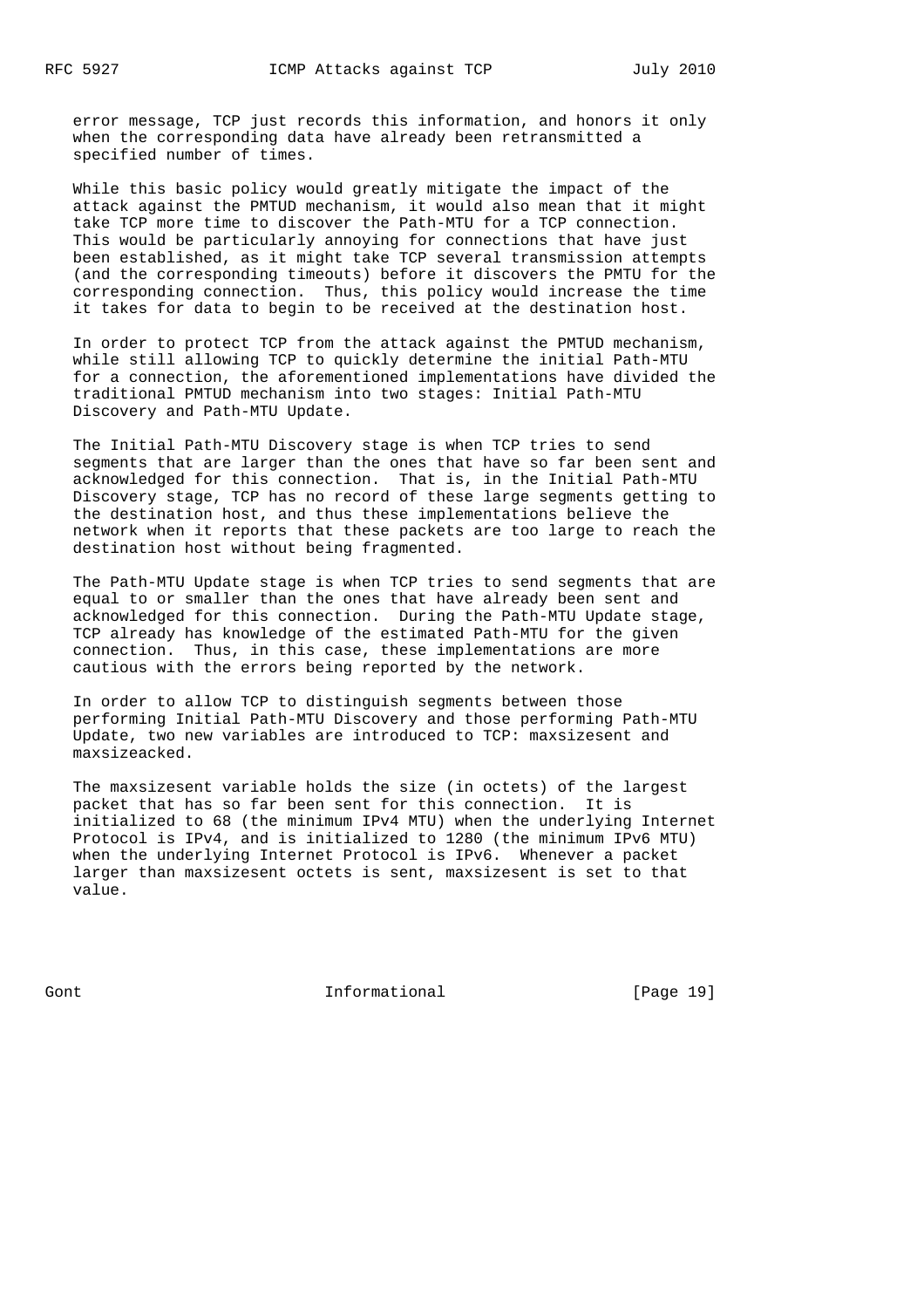error message, TCP just records this information, and honors it only when the corresponding data have already been retransmitted a specified number of times.

While this basic policy would greatly mitigate the impact of the attack against the PMTUD mechanism, it would also mean that it might take TCP more time to discover the Path-MTU for a TCP connection. This would be particularly annoying for connections that have just been established, as it might take TCP several transmission attempts (and the corresponding timeouts) before it discovers the PMTU for the corresponding connection. Thus, this policy would increase the time it takes for data to begin to be received at the destination host.

In order to protect TCP from the attack against the PMTUD mechanism, while still allowing TCP to quickly determine the initial Path-MTU for a connection, the aforementioned implementations have divided the traditional PMTUD mechanism into two stages: Initial Path-MTU Discovery and Path-MTU Update.

The Initial Path-MTU Discovery stage is when TCP tries to send segments that are larger than the ones that have so far been sent and acknowledged for this connection. That is, in the Initial Path-MTU Discovery stage, TCP has no record of these large segments getting to the destination host, and thus these implementations believe the network when it reports that these packets are too large to reach the destination host without being fragmented.

The Path-MTU Update stage is when TCP tries to send segments that are equal to or smaller than the ones that have already been sent and acknowledged for this connection. During the Path-MTU Update stage, TCP already has knowledge of the estimated Path-MTU for the given connection. Thus, in this case, these implementations are more cautious with the errors being reported by the network.

In order to allow TCP to distinguish segments between those performing Initial Path-MTU Discovery and those performing Path-MTU Update, two new variables are introduced to TCP: maxsizesent and maxsizeacked.

The maxsizesent variable holds the size (in octets) of the largest packet that has so far been sent for this connection. It is initialized to 68 (the minimum IPv4 MTU) when the underlying Internet Protocol is IPv4, and is initialized to 1280 (the minimum IPv6 MTU) when the underlying Internet Protocol is IPv6. Whenever a packet larger than maxsizesent octets is sent, maxsizesent is set to that value.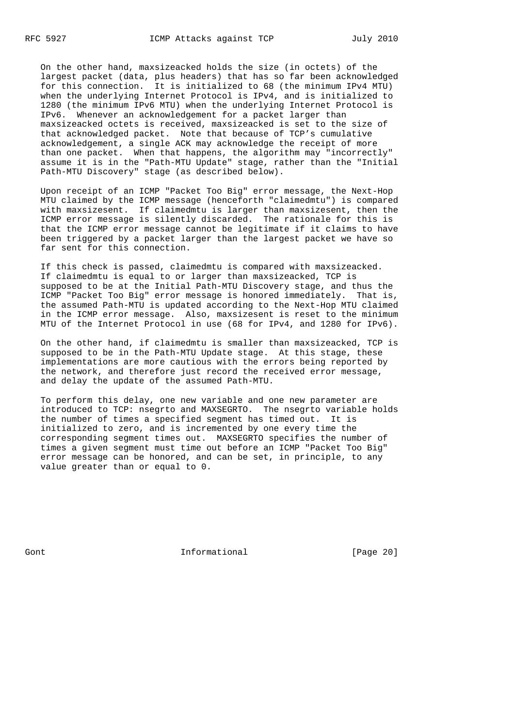On the other hand, maxsizeacked holds the size (in octets) of the largest packet (data, plus headers) that has so far been acknowledged for this connection. It is initialized to 68 (the minimum IPv4 MTU) when the underlying Internet Protocol is IPv4, and is initialized to 1280 (the minimum IPv6 MTU) when the underlying Internet Protocol is IPv6. Whenever an acknowledgement for a packet larger than maxsizeacked octets is received, maxsizeacked is set to the size of that acknowledged packet. Note that because of TCP's cumulative acknowledgement, a single ACK may acknowledge the receipt of more than one packet. When that happens, the algorithm may "incorrectly" assume it is in the "Path-MTU Update" stage, rather than the "Initial Path-MTU Discovery" stage (as described below).

Upon receipt of an ICMP "Packet Too Big" error message, the Next-Hop MTU claimed by the ICMP message (henceforth "claimedmtu") is compared with maxsizesent. If claimedmtu is larger than maxsizesent, then the ICMP error message is silently discarded. The rationale for this is that the ICMP error message cannot be legitimate if it claims to have been triggered by a packet larger than the largest packet we have so far sent for this connection.

If this check is passed, claimedmtu is compared with maxsizeacked. If claimedmtu is equal to or larger than maxsizeacked, TCP is supposed to be at the Initial Path-MTU Discovery stage, and thus the ICMP "Packet Too Big" error message is honored immediately. That is, the assumed Path-MTU is updated according to the Next-Hop MTU claimed in the ICMP error message. Also, maxsizesent is reset to the minimum MTU of the Internet Protocol in use (68 for IPv4, and 1280 for IPv6).

On the other hand, if claimedmtu is smaller than maxsizeacked, TCP is supposed to be in the Path-MTU Update stage. At this stage, these implementations are more cautious with the errors being reported by the network, and therefore just record the received error message, and delay the update of the assumed Path-MTU.

To perform this delay, one new variable and one new parameter are introduced to TCP: nsegrto and MAXSEGRTO. The nsegrto variable holds the number of times a specified segment has timed out. It is initialized to zero, and is incremented by one every time the corresponding segment times out. MAXSEGRTO specifies the number of times a given segment must time out before an ICMP "Packet Too Big" error message can be honored, and can be set, in principle, to any value greater than or equal to 0.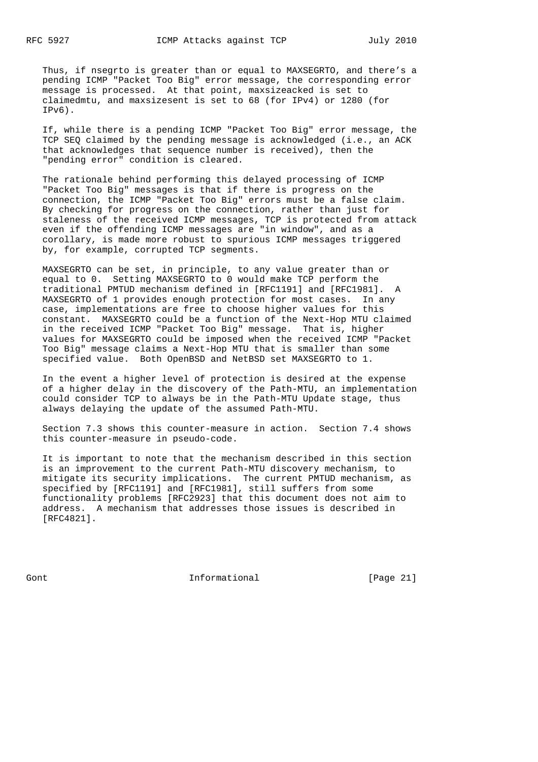Thus, if nsegrto is greater than or equal to MAXSEGRTO, and there's a pending ICMP "Packet Too Big" error message, the corresponding error message is processed. At that point, maxsizeacked is set to claimedmtu, and maxsizesent is set to 68 (for IPv4) or 1280 (for IPv6).

If, while there is a pending ICMP "Packet Too Big" error message, the TCP SEQ claimed by the pending message is acknowledged (i.e., an ACK that acknowledges that sequence number is received), then the "pending error" condition is cleared.

The rationale behind performing this delayed processing of ICMP "Packet Too Big" messages is that if there is progress on the connection, the ICMP "Packet Too Big" errors must be a false claim. By checking for progress on the connection, rather than just for staleness of the received ICMP messages, TCP is protected from attack even if the offending ICMP messages are "in window", and as a corollary, is made more robust to spurious ICMP messages triggered by, for example, corrupted TCP segments.

MAXSEGRTO can be set, in principle, to any value greater than or equal to 0. Setting MAXSEGRTO to 0 would make TCP perform the traditional PMTUD mechanism defined in [RFC1191] and [RFC1981]. A MAXSEGRTO of 1 provides enough protection for most cases. In any case, implementations are free to choose higher values for this constant. MAXSEGRTO could be a function of the Next-Hop MTU claimed in the received ICMP "Packet Too Big" message. That is, higher values for MAXSEGRTO could be imposed when the received ICMP "Packet Too Big" message claims a Next-Hop MTU that is smaller than some specified value. Both OpenBSD and NetBSD set MAXSEGRTO to 1.

In the event a higher level of protection is desired at the expense of a higher delay in the discovery of the Path-MTU, an implementation could consider TCP to always be in the Path-MTU Update stage, thus always delaying the update of the assumed Path-MTU.

Section 7.3 shows this counter-measure in action. Section 7.4 shows this counter-measure in pseudo-code.

It is important to note that the mechanism described in this section is an improvement to the current Path-MTU discovery mechanism, to mitigate its security implications. The current PMTUD mechanism, as specified by [RFC1191] and [RFC1981], still suffers from some functionality problems [RFC2923] that this document does not aim to address. A mechanism that addresses those issues is described in [RFC4821].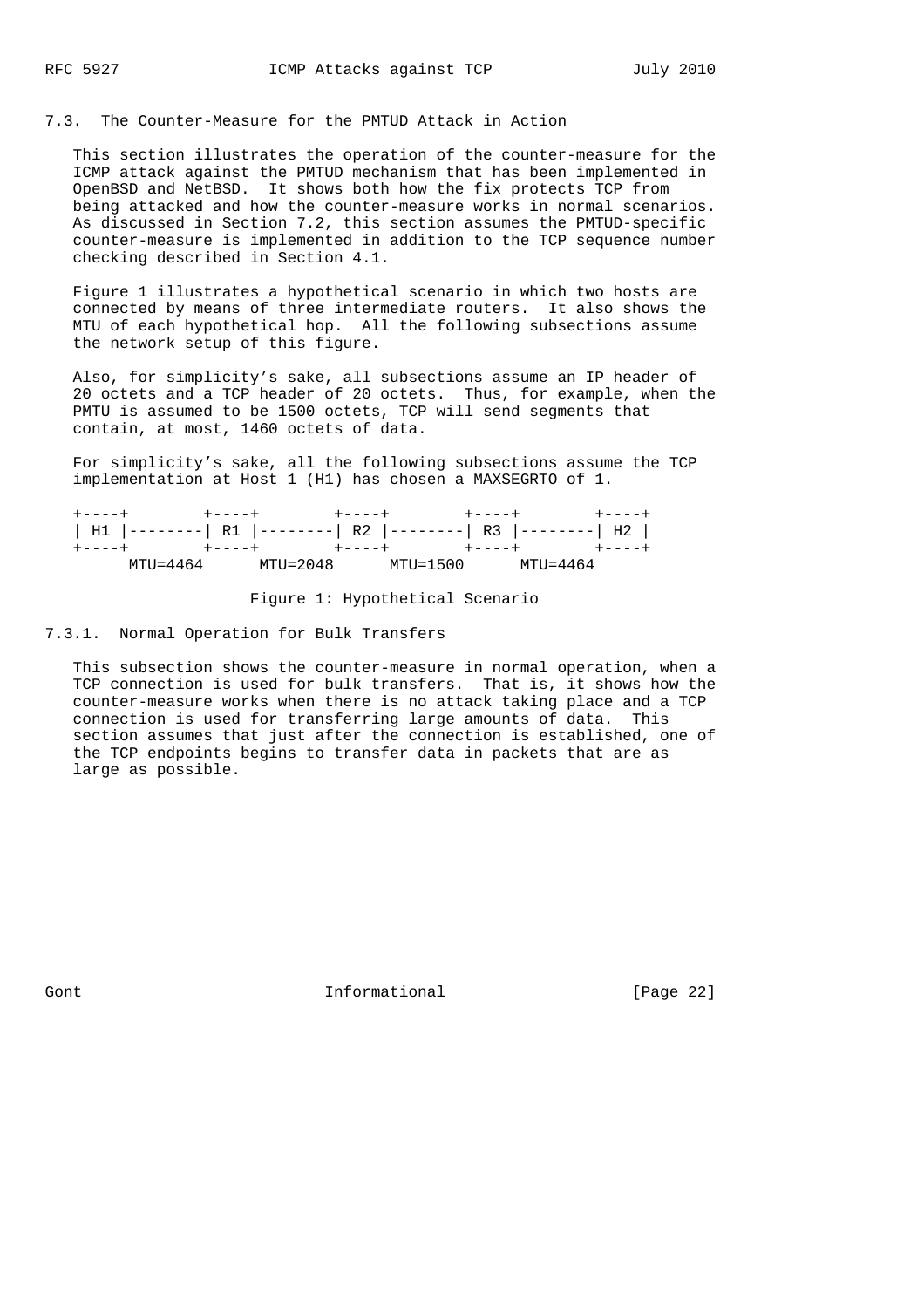### 7.3. The Counter-Measure for the PMTUD Attack in Action

This section illustrates the operation of the counter-measure for the ICMP attack against the PMTUD mechanism that has been implemented in OpenBSD and NetBSD. It shows both how the fix protects TCP from being attacked and how the counter-measure works in normal scenarios. As discussed in Section 7.2, this section assumes the PMTUD-specific counter-measure is implemented in addition to the TCP sequence number checking described in Section 4.1.

Figure 1 illustrates a hypothetical scenario in which two hosts are connected by means of three intermediate routers. It also shows the MTU of each hypothetical hop. All the following subsections assume the network setup of this figure.

Also, for simplicity's sake, all subsections assume an IP header of 20 octets and a TCP header of 20 octets. Thus, for example, when the PMTU is assumed to be 1500 octets, TCP will send segments that contain, at most, 1460 octets of data.

For simplicity's sake, all the following subsections assume the TCP implementation at Host 1 (H1) has chosen a MAXSEGRTO of 1.

```
+----+        +----+        +----+        +----+        +----+
| H1 |--------| R1 |--------| R2 |--------| R3 |--------| H2 |
+----+        +----+        +----+        +----+        +----+
      MTU=4464      MTU=2048      MTU=1500      MTU=4464
```

Figure 1: Hypothetical Scenario

#### 7.3.1. Normal Operation for Bulk Transfers

This subsection shows the counter-measure in normal operation, when a TCP connection is used for bulk transfers. That is, it shows how the counter-measure works when there is no attack taking place and a TCP connection is used for transferring large amounts of data. This section assumes that just after the connection is established, one of the TCP endpoints begins to transfer data in packets that are as large as possible.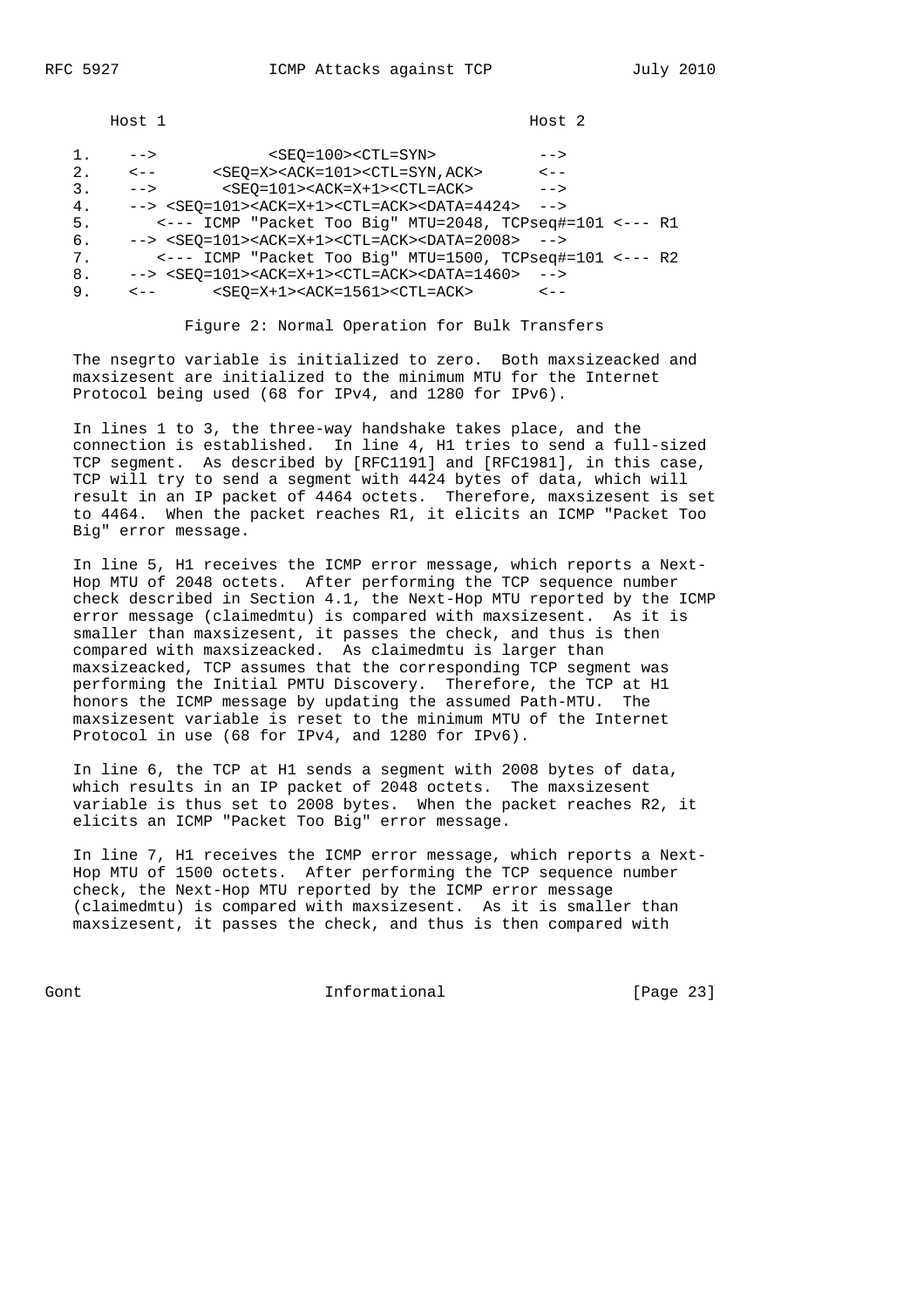```
       Host 1                                          Host 2

   1.    -->            <SEQ=100><CTL=SYN>            -->
   2.    <--      <SEQ=X><ACK=101><CTL=SYN,ACK>       <--
   3.    -->       <SEQ=101><ACK=X+1><CTL=ACK>        -->
   4.    --> <SEQ=101><ACK=X+1><CTL=ACK><DATA=4424>  -->
   5.       <--- ICMP "Packet Too Big" MTU=2048, TCPseq#=101 <--- R1
   6.    --> <SEQ=101><ACK=X+1><CTL=ACK><DATA=2008>  -->
   7.       <--- ICMP "Packet Too Big" MTU=1500, TCPseq#=101 <--- R2
   8.    --> <SEQ=101><ACK=X+1><CTL=ACK><DATA=1460>  -->
   9.    <--      <SEQ=X+1><ACK=1561><CTL=ACK>        <--
```

Figure 2: Normal Operation for Bulk Transfers

The nsegrto variable is initialized to zero. Both maxsizeacked and maxsizesent are initialized to the minimum MTU for the Internet Protocol being used (68 for IPv4, and 1280 for IPv6).

In lines 1 to 3, the three-way handshake takes place, and the connection is established. In line 4, H1 tries to send a full-sized TCP segment. As described by [RFC1191] and [RFC1981], in this case, TCP will try to send a segment with 4424 bytes of data, which will result in an IP packet of 4464 octets. Therefore, maxsizesent is set to 4464. When the packet reaches R1, it elicits an ICMP "Packet Too Big" error message.

In line 5, H1 receives the ICMP error message, which reports a Next-Hop MTU of 2048 octets. After performing the TCP sequence number check described in Section 4.1, the Next-Hop MTU reported by the ICMP error message (claimedmtu) is compared with maxsizesent. As it is smaller than maxsizesent, it passes the check, and thus is then compared with maxsizeacked. As claimedmtu is larger than maxsizeacked, TCP assumes that the corresponding TCP segment was performing the Initial PMTU Discovery. Therefore, the TCP at H1 honors the ICMP message by updating the assumed Path-MTU. The maxsizesent variable is reset to the minimum MTU of the Internet Protocol in use (68 for IPv4, and 1280 for IPv6).

In line 6, the TCP at H1 sends a segment with 2008 bytes of data, which results in an IP packet of 2048 octets. The maxsizesent variable is thus set to 2008 bytes. When the packet reaches R2, it elicits an ICMP "Packet Too Big" error message.

In line 7, H1 receives the ICMP error message, which reports a Next-Hop MTU of 1500 octets. After performing the TCP sequence number check, the Next-Hop MTU reported by the ICMP error message (claimedmtu) is compared with maxsizesent. As it is smaller than maxsizesent, it passes the check, and thus is then compared with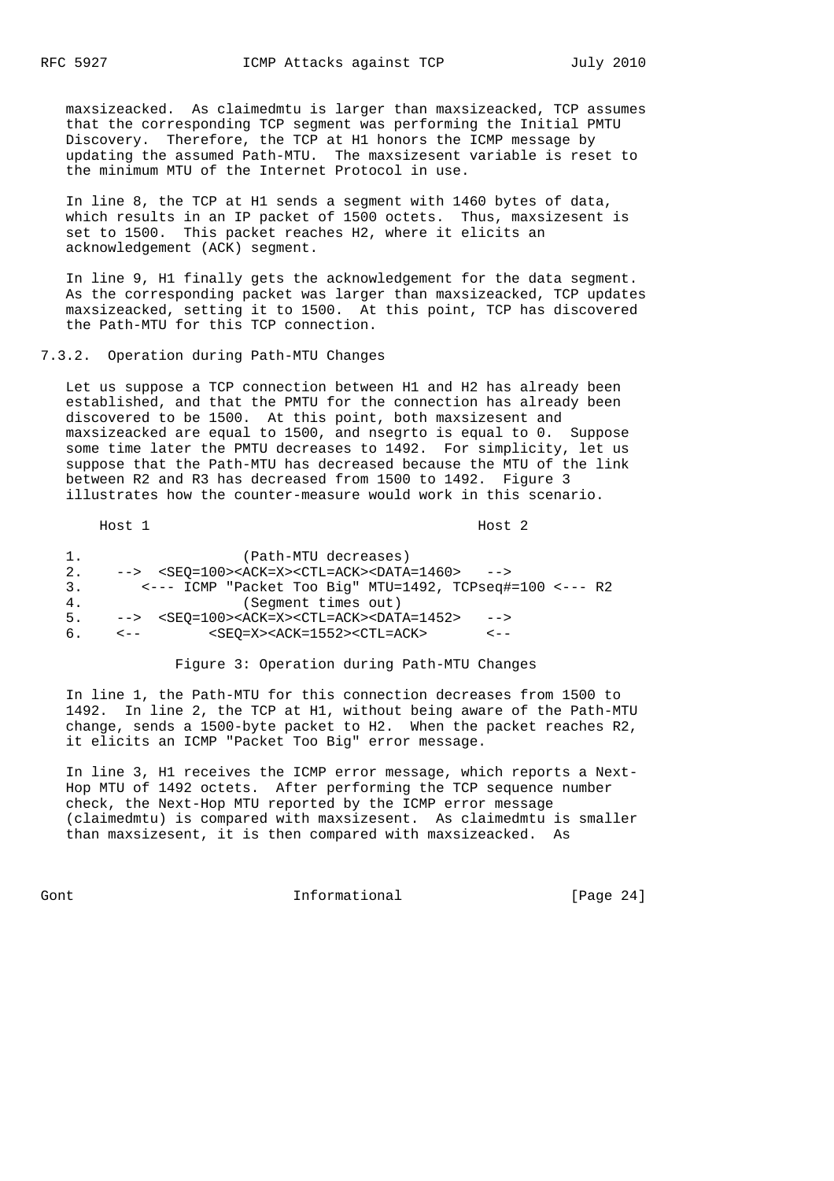maxsizeacked. As claimedmtu is larger than maxsizeacked, TCP assumes that the corresponding TCP segment was performing the Initial PMTU Discovery. Therefore, the TCP at H1 honors the ICMP message by updating the assumed Path-MTU. The maxsizesent variable is reset to the minimum MTU of the Internet Protocol in use.

In line 8, the TCP at H1 sends a segment with 1460 bytes of data, which results in an IP packet of 1500 octets. Thus, maxsizesent is set to 1500. This packet reaches H2, where it elicits an acknowledgement (ACK) segment.

In line 9, H1 finally gets the acknowledgement for the data segment. As the corresponding packet was larger than maxsizeacked, TCP updates maxsizeacked, setting it to 1500. At this point, TCP has discovered the Path-MTU for this TCP connection.

### 7.3.2. Operation during Path-MTU Changes

Let us suppose a TCP connection between H1 and H2 has already been established, and that the PMTU for the connection has already been discovered to be 1500. At this point, both maxsizesent and maxsizeacked are equal to 1500, and nsegrto is equal to 0. Suppose some time later the PMTU decreases to 1492. For simplicity, let us suppose that the Path-MTU has decreased because the MTU of the link between R2 and R3 has decreased from 1500 to 1492. Figure 3 illustrates how the counter-measure would work in this scenario.

```
    Host 1                                        Host 2

1.                  (Path-MTU decreases)
2.    -->  <SEQ=100><ACK=X><CTL=ACK><DATA=1460>   -->
3.       <--- ICMP "Packet Too Big" MTU=1492, TCPseq#=100 <--- R2
4.                  (Segment times out)
5.    -->  <SEQ=100><ACK=X><CTL=ACK><DATA=1452>   -->
6.    <--        <SEQ=X><ACK=1552><CTL=ACK>       <--
```

Figure 3: Operation during Path-MTU Changes

In line 1, the Path-MTU for this connection decreases from 1500 to 1492. In line 2, the TCP at H1, without being aware of the Path-MTU change, sends a 1500-byte packet to H2. When the packet reaches R2, it elicits an ICMP "Packet Too Big" error message.

In line 3, H1 receives the ICMP error message, which reports a Next-Hop MTU of 1492 octets. After performing the TCP sequence number check, the Next-Hop MTU reported by the ICMP error message (claimedmtu) is compared with maxsizesent. As claimedmtu is smaller than maxsizesent, it is then compared with maxsizeacked. As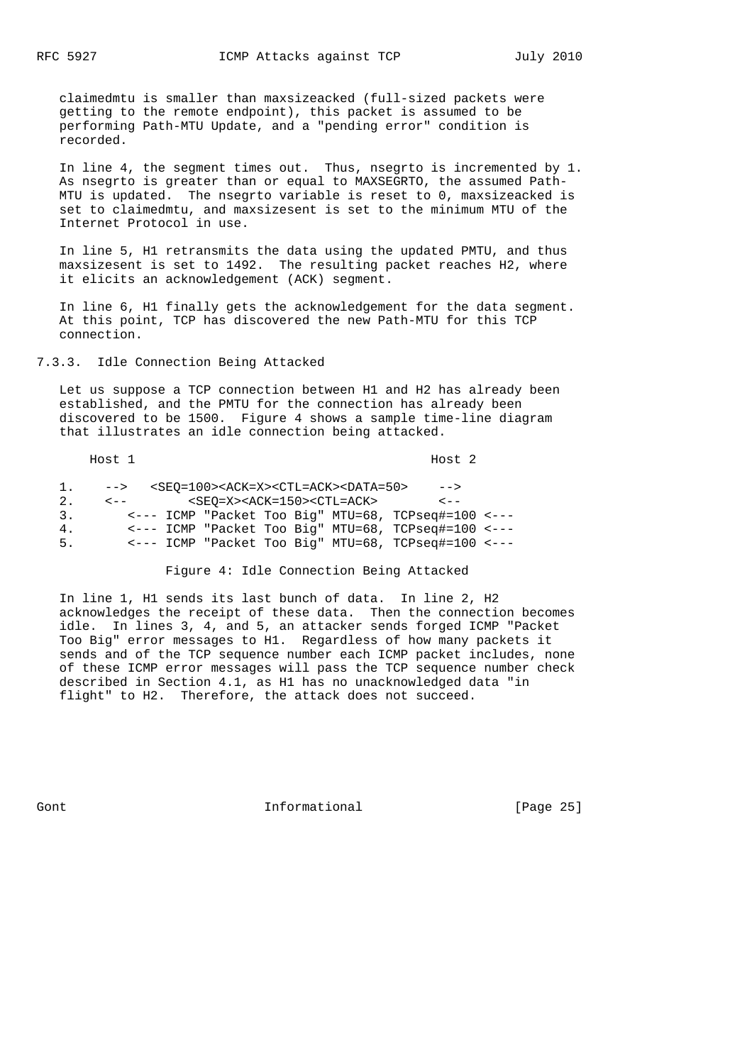claimedmtu is smaller than maxsizeacked (full-sized packets were getting to the remote endpoint), this packet is assumed to be performing Path-MTU Update, and a "pending error" condition is recorded.

In line 4, the segment times out. Thus, nsegrto is incremented by 1. As nsegrto is greater than or equal to MAXSEGRTO, the assumed Path-MTU is updated. The nsegrto variable is reset to 0, maxsizeacked is set to claimedmtu, and maxsizesent is set to the minimum MTU of the Internet Protocol in use.

In line 5, H1 retransmits the data using the updated PMTU, and thus maxsizesent is set to 1492. The resulting packet reaches H2, where it elicits an acknowledgement (ACK) segment.

In line 6, H1 finally gets the acknowledgement for the data segment. At this point, TCP has discovered the new Path-MTU for this TCP connection.

### 7.3.3. Idle Connection Being Attacked

Let us suppose a TCP connection between H1 and H2 has already been established, and the PMTU for the connection has already been discovered to be 1500. Figure 4 shows a sample time-line diagram that illustrates an idle connection being attacked.

```
    Host 1                                      Host 2

 1.    -->   <SEQ=100><ACK=X><CTL=ACK><DATA=50>    -->
 2.    <--        <SEQ=X><ACK=150><CTL=ACK>        <--
 3.       <--- ICMP "Packet Too Big" MTU=68, TCPseq#=100 <---
 4.       <--- ICMP "Packet Too Big" MTU=68, TCPseq#=100 <---
 5.       <--- ICMP "Packet Too Big" MTU=68, TCPseq#=100 <---
```

Figure 4: Idle Connection Being Attacked

In line 1, H1 sends its last bunch of data. In line 2, H2 acknowledges the receipt of these data. Then the connection becomes idle. In lines 3, 4, and 5, an attacker sends forged ICMP "Packet Too Big" error messages to H1. Regardless of how many packets it sends and of the TCP sequence number each ICMP packet includes, none of these ICMP error messages will pass the TCP sequence number check described in Section 4.1, as H1 has no unacknowledged data "in flight" to H2. Therefore, the attack does not succeed.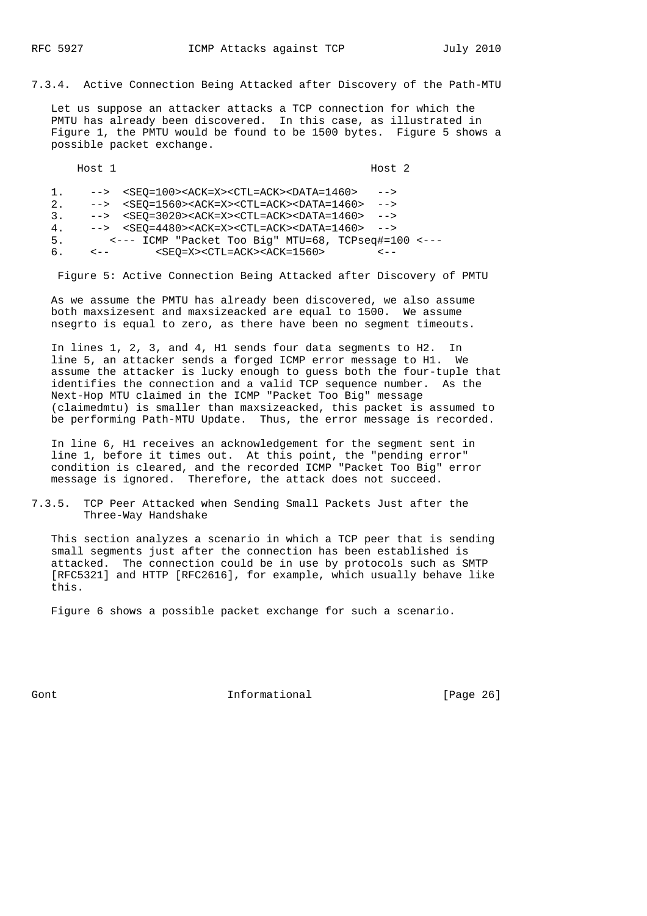### 7.3.4. Active Connection Being Attacked after Discovery of the Path-MTU

Let us suppose an attacker attacks a TCP connection for which the PMTU has already been discovered. In this case, as illustrated in Figure 1, the PMTU would be found to be 1500 bytes. Figure 5 shows a possible packet exchange.

```
    Host 1                                      Host 2

1.    -->  <SEQ=100><ACK=X><CTL=ACK><DATA=1460>   -->
2.    -->  <SEQ=1560><ACK=X><CTL=ACK><DATA=1460>  -->
3.    -->  <SEQ=3020><ACK=X><CTL=ACK><DATA=1460>  -->
4.    -->  <SEQ=4480><ACK=X><CTL=ACK><DATA=1460>  -->
5.      <--- ICMP "Packet Too Big" MTU=68, TCPseq#=100 <---
6.    <--       <SEQ=X><CTL=ACK><ACK=1560>        <--
```

Figure 5: Active Connection Being Attacked after Discovery of PMTU

As we assume the PMTU has already been discovered, we also assume both maxsizesent and maxsizeacked are equal to 1500. We assume nsegrto is equal to zero, as there have been no segment timeouts.

In lines 1, 2, 3, and 4, H1 sends four data segments to H2. In line 5, an attacker sends a forged ICMP error message to H1. We assume the attacker is lucky enough to guess both the four-tuple that identifies the connection and a valid TCP sequence number. As the Next-Hop MTU claimed in the ICMP "Packet Too Big" message (claimedmtu) is smaller than maxsizeacked, this packet is assumed to be performing Path-MTU Update. Thus, the error message is recorded.

In line 6, H1 receives an acknowledgement for the segment sent in line 1, before it times out. At this point, the "pending error" condition is cleared, and the recorded ICMP "Packet Too Big" error message is ignored. Therefore, the attack does not succeed.

### 7.3.5. TCP Peer Attacked when Sending Small Packets Just after the Three-Way Handshake

This section analyzes a scenario in which a TCP peer that is sending small segments just after the connection has been established is attacked. The connection could be in use by protocols such as SMTP [RFC5321] and HTTP [RFC2616], for example, which usually behave like this.

Figure 6 shows a possible packet exchange for such a scenario.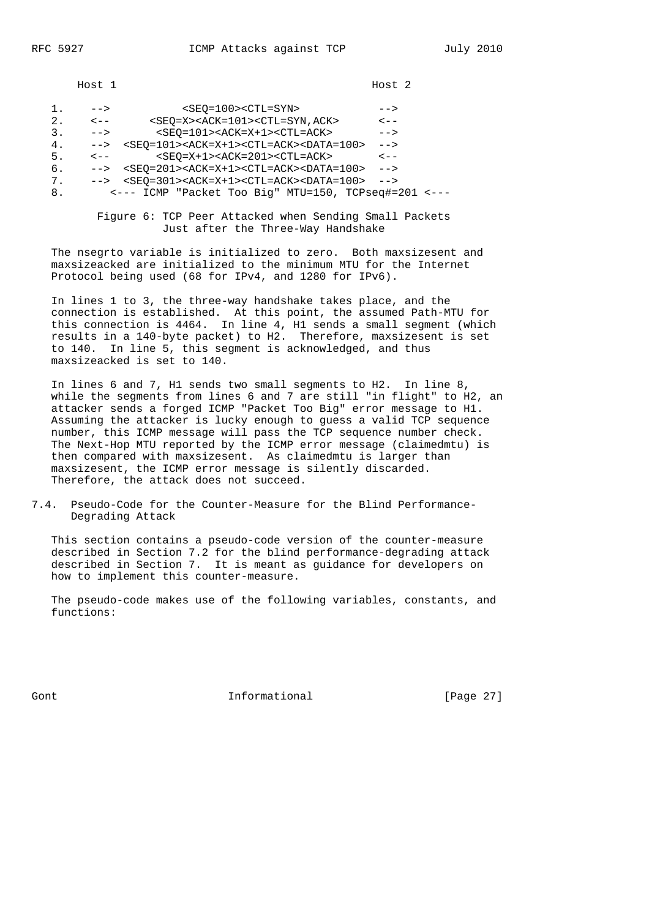```
      Host 1                                          Host 2

   1.    -->           <SEQ=100><CTL=SYN>              -->
   2.    <--      <SEQ=X><ACK=101><CTL=SYN,ACK>       <--
   3.    -->       <SEQ=101><ACK=X+1><CTL=ACK>         -->
   4.    -->  <SEQ=101><ACK=X+1><CTL=ACK><DATA=100>  -->
   5.    <--       <SEQ=X+1><ACK=201><CTL=ACK>         <--
   6.    -->  <SEQ=201><ACK=X+1><CTL=ACK><DATA=100>  -->
   7.    -->  <SEQ=301><ACK=X+1><CTL=ACK><DATA=100>  -->
   8.       <--- ICMP "Packet Too Big" MTU=150, TCPseq#=201 <---
```

Figure 6: TCP Peer Attacked when Sending Small Packets Just after the Three-Way Handshake

The nsegrto variable is initialized to zero. Both maxsizesent and maxsizeacked are initialized to the minimum MTU for the Internet Protocol being used (68 for IPv4, and 1280 for IPv6).

In lines 1 to 3, the three-way handshake takes place, and the connection is established. At this point, the assumed Path-MTU for this connection is 4464. In line 4, H1 sends a small segment (which results in a 140-byte packet) to H2. Therefore, maxsizesent is set to 140. In line 5, this segment is acknowledged, and thus maxsizeacked is set to 140.

In lines 6 and 7, H1 sends two small segments to H2. In line 8, while the segments from lines 6 and 7 are still "in flight" to H2, an attacker sends a forged ICMP "Packet Too Big" error message to H1. Assuming the attacker is lucky enough to guess a valid TCP sequence number, this ICMP message will pass the TCP sequence number check. The Next-Hop MTU reported by the ICMP error message (claimedmtu) is then compared with maxsizesent. As claimedmtu is larger than maxsizesent, the ICMP error message is silently discarded. Therefore, the attack does not succeed.

## 7.4. Pseudo-Code for the Counter-Measure for the Blind Performance-Degrading Attack

This section contains a pseudo-code version of the counter-measure described in Section 7.2 for the blind performance-degrading attack described in Section 7. It is meant as guidance for developers on how to implement this counter-measure.

The pseudo-code makes use of the following variables, constants, and functions: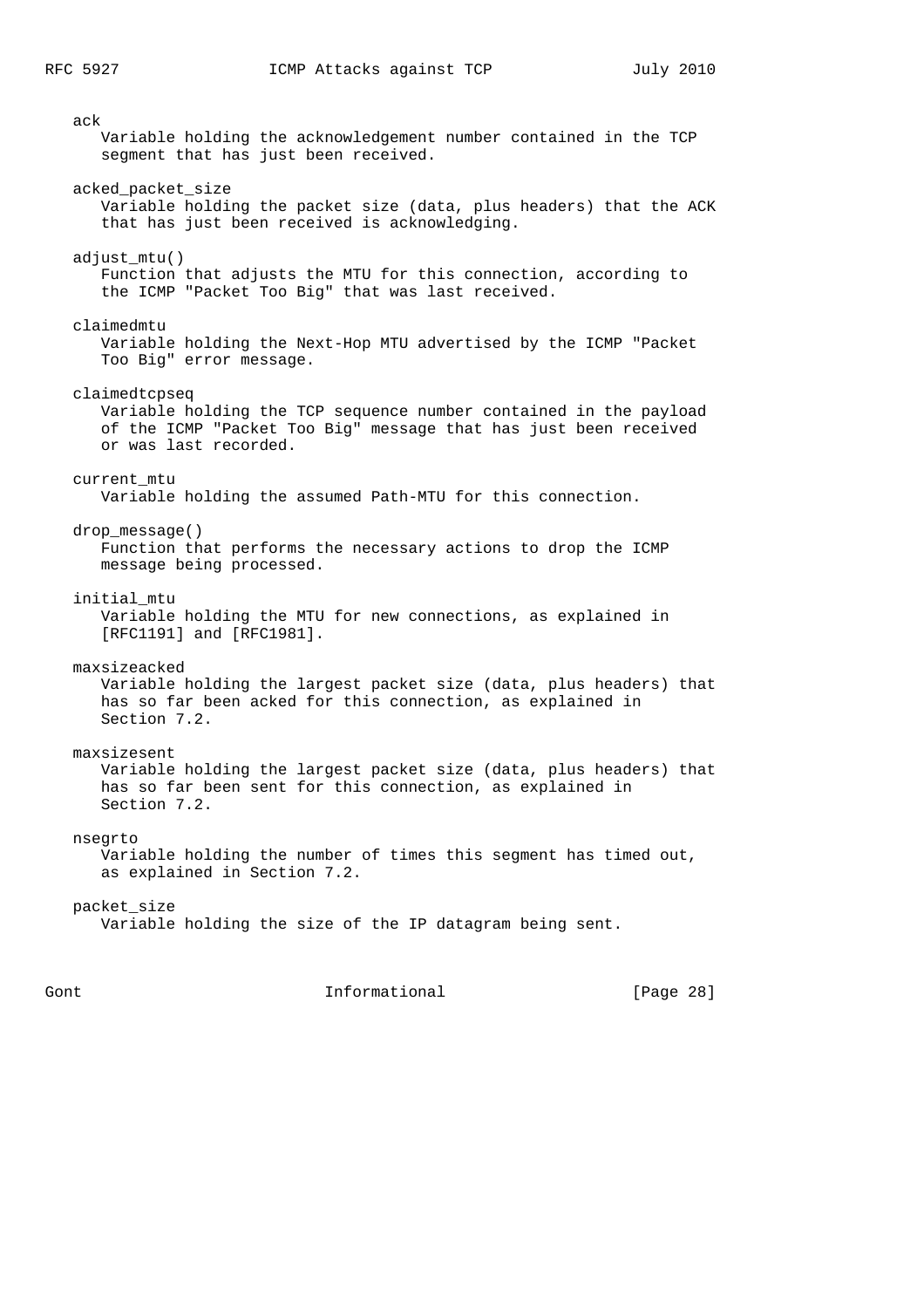ack
   Variable holding the acknowledgement number contained in the TCP segment that has just been received.

acked_packet_size
   Variable holding the packet size (data, plus headers) that the ACK that has just been received is acknowledging.

adjust_mtu()
   Function that adjusts the MTU for this connection, according to the ICMP "Packet Too Big" that was last received.

claimedmtu
   Variable holding the Next-Hop MTU advertised by the ICMP "Packet Too Big" error message.

claimedtcpseq
   Variable holding the TCP sequence number contained in the payload of the ICMP "Packet Too Big" message that has just been received or was last recorded.

current_mtu
   Variable holding the assumed Path-MTU for this connection.

drop_message()
   Function that performs the necessary actions to drop the ICMP message being processed.

initial_mtu
   Variable holding the MTU for new connections, as explained in [RFC1191] and [RFC1981].

maxsizeacked
   Variable holding the largest packet size (data, plus headers) that has so far been acked for this connection, as explained in Section 7.2.

maxsizesent
   Variable holding the largest packet size (data, plus headers) that has so far been sent for this connection, as explained in Section 7.2.

nsegrto
   Variable holding the number of times this segment has timed out, as explained in Section 7.2.

packet_size
   Variable holding the size of the IP datagram being sent.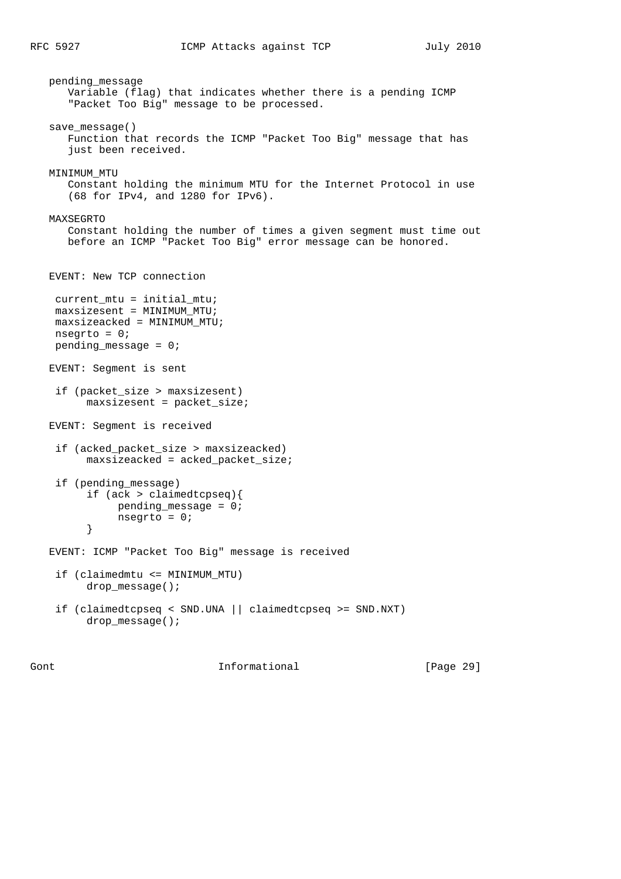pending_message
: Variable (flag) that indicates whether there is a pending ICMP "Packet Too Big" message to be processed.

save_message()
: Function that records the ICMP "Packet Too Big" message that has just been received.

MINIMUM_MTU
: Constant holding the minimum MTU for the Internet Protocol in use (68 for IPv4, and 1280 for IPv6).

MAXSEGRTO
: Constant holding the number of times a given segment must time out before an ICMP "Packet Too Big" error message can be honored.

EVENT: New TCP connection

```
 current_mtu = initial_mtu;
 maxsizesent = MINIMUM_MTU;
 maxsizeacked = MINIMUM_MTU;
 nsegrto = 0;
 pending_message = 0;
```

EVENT: Segment is sent

```
 if (packet_size > maxsizesent)
      maxsizesent = packet_size;
```

EVENT: Segment is received

```
 if (acked_packet_size > maxsizeacked)
      maxsizeacked = acked_packet_size;

 if (pending_message)
      if (ack > claimedtcpseq){
           pending_message = 0;
           nsegrto = 0;
      }
```

EVENT: ICMP "Packet Too Big" message is received

```
 if (claimedmtu <= MINIMUM_MTU)
      drop_message();

 if (claimedtcpseq < SND.UNA || claimedtcpseq >= SND.NXT)
      drop_message();
```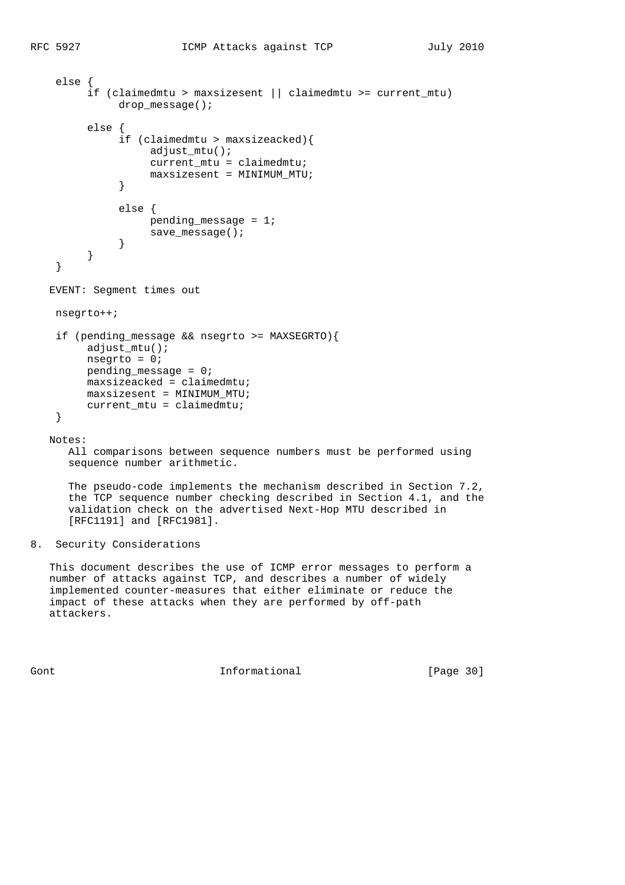```
    else {
         if (claimedmtu > maxsizesent || claimedmtu >= current_mtu)
              drop_message();

         else {
              if (claimedmtu > maxsizeacked){
                   adjust_mtu();
                   current_mtu = claimedmtu;
                   maxsizesent = MINIMUM_MTU;
              }

              else {
                   pending_message = 1;
                   save_message();
              }
         }
    }
```

EVENT: Segment times out

```
    nsegrto++;

    if (pending_message && nsegrto >= MAXSEGRTO){
         adjust_mtu();
         nsegrto = 0;
         pending_message = 0;
         maxsizeacked = claimedmtu;
         maxsizesent = MINIMUM_MTU;
         current_mtu = claimedmtu;
    }
```

Notes:

All comparisons between sequence numbers must be performed using sequence number arithmetic.

The pseudo-code implements the mechanism described in Section 7.2, the TCP sequence number checking described in Section 4.1, and the validation check on the advertised Next-Hop MTU described in [RFC1191] and [RFC1981].

## 8. Security Considerations

This document describes the use of ICMP error messages to perform a number of attacks against TCP, and describes a number of widely implemented counter-measures that either eliminate or reduce the impact of these attacks when they are performed by off-path attackers.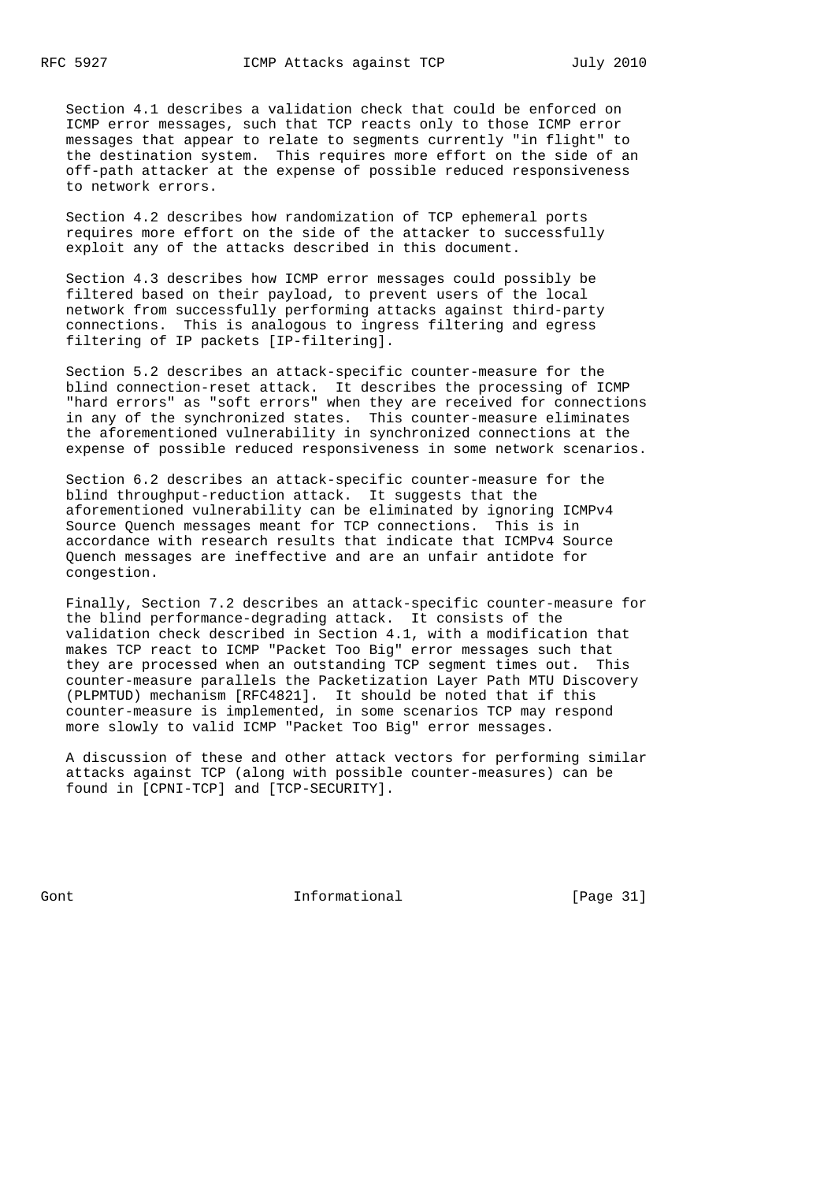Section 4.1 describes a validation check that could be enforced on ICMP error messages, such that TCP reacts only to those ICMP error messages that appear to relate to segments currently "in flight" to the destination system. This requires more effort on the side of an off-path attacker at the expense of possible reduced responsiveness to network errors.

Section 4.2 describes how randomization of TCP ephemeral ports requires more effort on the side of the attacker to successfully exploit any of the attacks described in this document.

Section 4.3 describes how ICMP error messages could possibly be filtered based on their payload, to prevent users of the local network from successfully performing attacks against third-party connections. This is analogous to ingress filtering and egress filtering of IP packets [IP-filtering].

Section 5.2 describes an attack-specific counter-measure for the blind connection-reset attack. It describes the processing of ICMP "hard errors" as "soft errors" when they are received for connections in any of the synchronized states. This counter-measure eliminates the aforementioned vulnerability in synchronized connections at the expense of possible reduced responsiveness in some network scenarios.

Section 6.2 describes an attack-specific counter-measure for the blind throughput-reduction attack. It suggests that the aforementioned vulnerability can be eliminated by ignoring ICMPv4 Source Quench messages meant for TCP connections. This is in accordance with research results that indicate that ICMPv4 Source Quench messages are ineffective and are an unfair antidote for congestion.

Finally, Section 7.2 describes an attack-specific counter-measure for the blind performance-degrading attack. It consists of the validation check described in Section 4.1, with a modification that makes TCP react to ICMP "Packet Too Big" error messages such that they are processed when an outstanding TCP segment times out. This counter-measure parallels the Packetization Layer Path MTU Discovery (PLPMTUD) mechanism [RFC4821]. It should be noted that if this counter-measure is implemented, in some scenarios TCP may respond more slowly to valid ICMP "Packet Too Big" error messages.

A discussion of these and other attack vectors for performing similar attacks against TCP (along with possible counter-measures) can be found in [CPNI-TCP] and [TCP-SECURITY].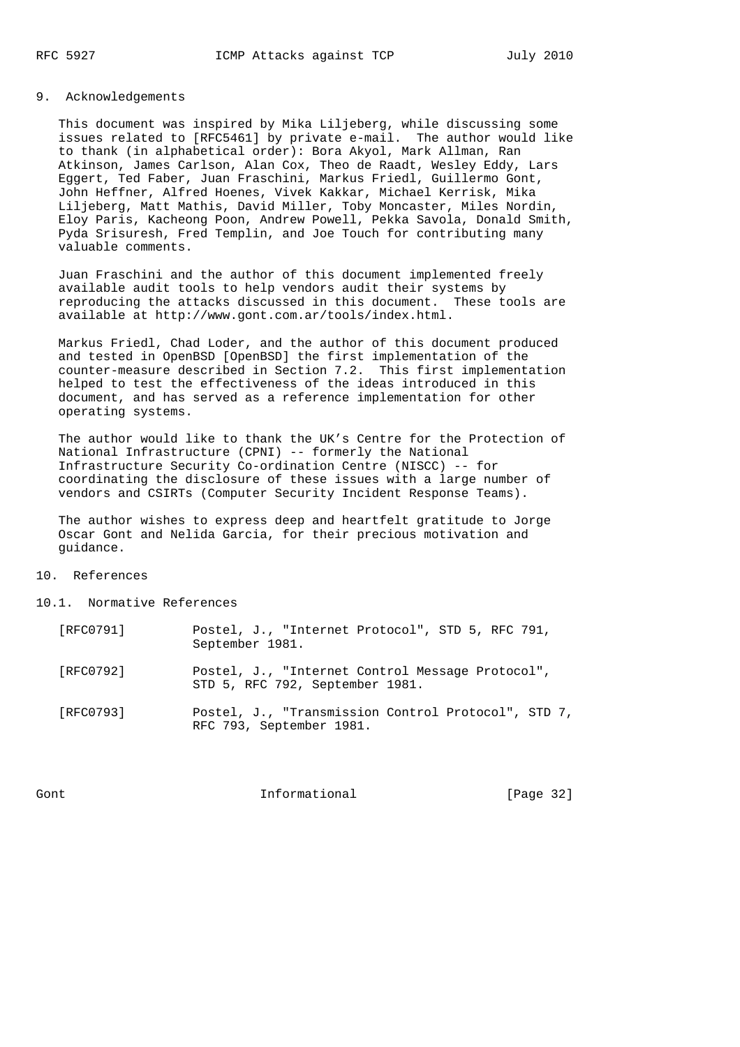## 9. Acknowledgements

This document was inspired by Mika Liljeberg, while discussing some issues related to [RFC5461] by private e-mail. The author would like to thank (in alphabetical order): Bora Akyol, Mark Allman, Ran Atkinson, James Carlson, Alan Cox, Theo de Raadt, Wesley Eddy, Lars Eggert, Ted Faber, Juan Fraschini, Markus Friedl, Guillermo Gont, John Heffner, Alfred Hoenes, Vivek Kakkar, Michael Kerrisk, Mika Liljeberg, Matt Mathis, David Miller, Toby Moncaster, Miles Nordin, Eloy Paris, Kacheong Poon, Andrew Powell, Pekka Savola, Donald Smith, Pyda Srisuresh, Fred Templin, and Joe Touch for contributing many valuable comments.

Juan Fraschini and the author of this document implemented freely available audit tools to help vendors audit their systems by reproducing the attacks discussed in this document. These tools are available at http://www.gont.com.ar/tools/index.html.

Markus Friedl, Chad Loder, and the author of this document produced and tested in OpenBSD [OpenBSD] the first implementation of the counter-measure described in Section 7.2. This first implementation helped to test the effectiveness of the ideas introduced in this document, and has served as a reference implementation for other operating systems.

The author would like to thank the UK's Centre for the Protection of National Infrastructure (CPNI) -- formerly the National Infrastructure Security Co-ordination Centre (NISCC) -- for coordinating the disclosure of these issues with a large number of vendors and CSIRTs (Computer Security Incident Response Teams).

The author wishes to express deep and heartfelt gratitude to Jorge Oscar Gont and Nelida Garcia, for their precious motivation and guidance.

## 10. References

### 10.1. Normative References

[RFC0791] Postel, J., "Internet Protocol", STD 5, RFC 791, September 1981.

[RFC0792] Postel, J., "Internet Control Message Protocol", STD 5, RFC 792, September 1981.

[RFC0793] Postel, J., "Transmission Control Protocol", STD 7, RFC 793, September 1981.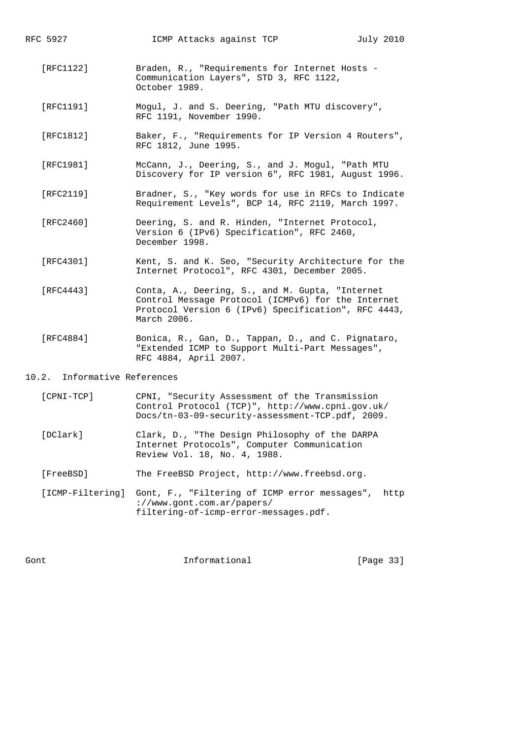[RFC1122] Braden, R., "Requirements for Internet Hosts - Communication Layers", STD 3, RFC 1122, October 1989.

[RFC1191] Mogul, J. and S. Deering, "Path MTU discovery", RFC 1191, November 1990.

[RFC1812] Baker, F., "Requirements for IP Version 4 Routers", RFC 1812, June 1995.

[RFC1981] McCann, J., Deering, S., and J. Mogul, "Path MTU Discovery for IP version 6", RFC 1981, August 1996.

[RFC2119] Bradner, S., "Key words for use in RFCs to Indicate Requirement Levels", BCP 14, RFC 2119, March 1997.

[RFC2460] Deering, S. and R. Hinden, "Internet Protocol, Version 6 (IPv6) Specification", RFC 2460, December 1998.

[RFC4301] Kent, S. and K. Seo, "Security Architecture for the Internet Protocol", RFC 4301, December 2005.

[RFC4443] Conta, A., Deering, S., and M. Gupta, "Internet Control Message Protocol (ICMPv6) for the Internet Protocol Version 6 (IPv6) Specification", RFC 4443, March 2006.

[RFC4884] Bonica, R., Gan, D., Tappan, D., and C. Pignataro, "Extended ICMP to Support Multi-Part Messages", RFC 4884, April 2007.

### 10.2. Informative References

[CPNI-TCP] CPNI, "Security Assessment of the Transmission Control Protocol (TCP)", http://www.cpni.gov.uk/Docs/tn-03-09-security-assessment-TCP.pdf, 2009.

[DClark] Clark, D., "The Design Philosophy of the DARPA Internet Protocols", Computer Communication Review Vol. 18, No. 4, 1988.

[FreeBSD] The FreeBSD Project, http://www.freebsd.org.

[ICMP-Filtering] Gont, F., "Filtering of ICMP error messages", http://www.gont.com.ar/papers/filtering-of-icmp-error-messages.pdf.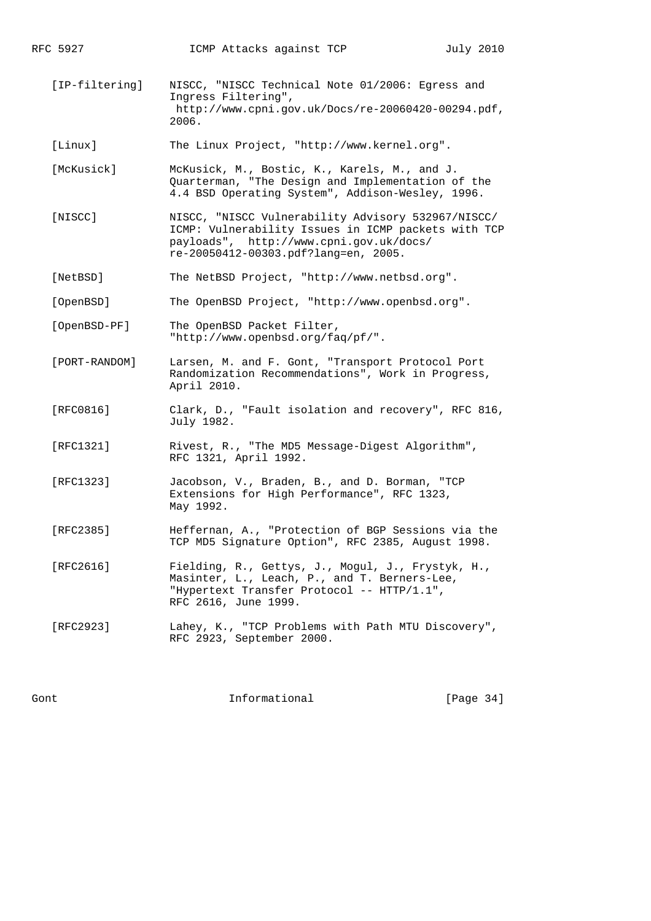[IP-filtering] NISCC, "NISCC Technical Note 01/2006: Egress and Ingress Filtering", http://www.cpni.gov.uk/Docs/re-20060420-00294.pdf, 2006.

[Linux] The Linux Project, "http://www.kernel.org".

[McKusick] McKusick, M., Bostic, K., Karels, M., and J. Quarterman, "The Design and Implementation of the 4.4 BSD Operating System", Addison-Wesley, 1996.

[NISCC] NISCC, "NISCC Vulnerability Advisory 532967/NISCC/ICMP: Vulnerability Issues in ICMP packets with TCP payloads", http://www.cpni.gov.uk/docs/re-20050412-00303.pdf?lang=en, 2005.

[NetBSD] The NetBSD Project, "http://www.netbsd.org".

[OpenBSD] The OpenBSD Project, "http://www.openbsd.org".

[OpenBSD-PF] The OpenBSD Packet Filter, "http://www.openbsd.org/faq/pf/".

[PORT-RANDOM] Larsen, M. and F. Gont, "Transport Protocol Port Randomization Recommendations", Work in Progress, April 2010.

[RFC0816] Clark, D., "Fault isolation and recovery", RFC 816, July 1982.

[RFC1321] Rivest, R., "The MD5 Message-Digest Algorithm", RFC 1321, April 1992.

[RFC1323] Jacobson, V., Braden, B., and D. Borman, "TCP Extensions for High Performance", RFC 1323, May 1992.

[RFC2385] Heffernan, A., "Protection of BGP Sessions via the TCP MD5 Signature Option", RFC 2385, August 1998.

[RFC2616] Fielding, R., Gettys, J., Mogul, J., Frystyk, H., Masinter, L., Leach, P., and T. Berners-Lee, "Hypertext Transfer Protocol -- HTTP/1.1", RFC 2616, June 1999.

[RFC2923] Lahey, K., "TCP Problems with Path MTU Discovery", RFC 2923, September 2000.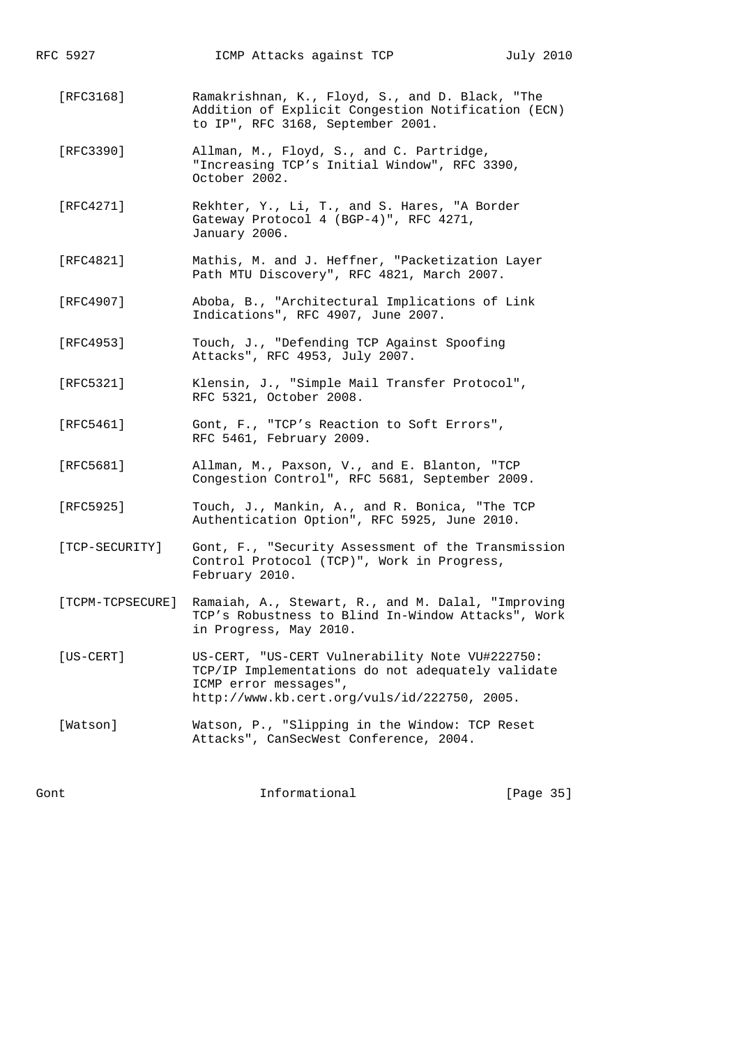[RFC3168] Ramakrishnan, K., Floyd, S., and D. Black, "The Addition of Explicit Congestion Notification (ECN) to IP", RFC 3168, September 2001.

[RFC3390] Allman, M., Floyd, S., and C. Partridge, "Increasing TCP's Initial Window", RFC 3390, October 2002.

[RFC4271] Rekhter, Y., Li, T., and S. Hares, "A Border Gateway Protocol 4 (BGP-4)", RFC 4271, January 2006.

[RFC4821] Mathis, M. and J. Heffner, "Packetization Layer Path MTU Discovery", RFC 4821, March 2007.

[RFC4907] Aboba, B., "Architectural Implications of Link Indications", RFC 4907, June 2007.

[RFC4953] Touch, J., "Defending TCP Against Spoofing Attacks", RFC 4953, July 2007.

[RFC5321] Klensin, J., "Simple Mail Transfer Protocol", RFC 5321, October 2008.

[RFC5461] Gont, F., "TCP's Reaction to Soft Errors", RFC 5461, February 2009.

[RFC5681] Allman, M., Paxson, V., and E. Blanton, "TCP Congestion Control", RFC 5681, September 2009.

[RFC5925] Touch, J., Mankin, A., and R. Bonica, "The TCP Authentication Option", RFC 5925, June 2010.

[TCP-SECURITY] Gont, F., "Security Assessment of the Transmission Control Protocol (TCP)", Work in Progress, February 2010.

[TCPM-TCPSECURE] Ramaiah, A., Stewart, R., and M. Dalal, "Improving TCP's Robustness to Blind In-Window Attacks", Work in Progress, May 2010.

[US-CERT] US-CERT, "US-CERT Vulnerability Note VU#222750: TCP/IP Implementations do not adequately validate ICMP error messages", http://www.kb.cert.org/vuls/id/222750, 2005.

[Watson] Watson, P., "Slipping in the Window: TCP Reset Attacks", CanSecWest Conference, 2004.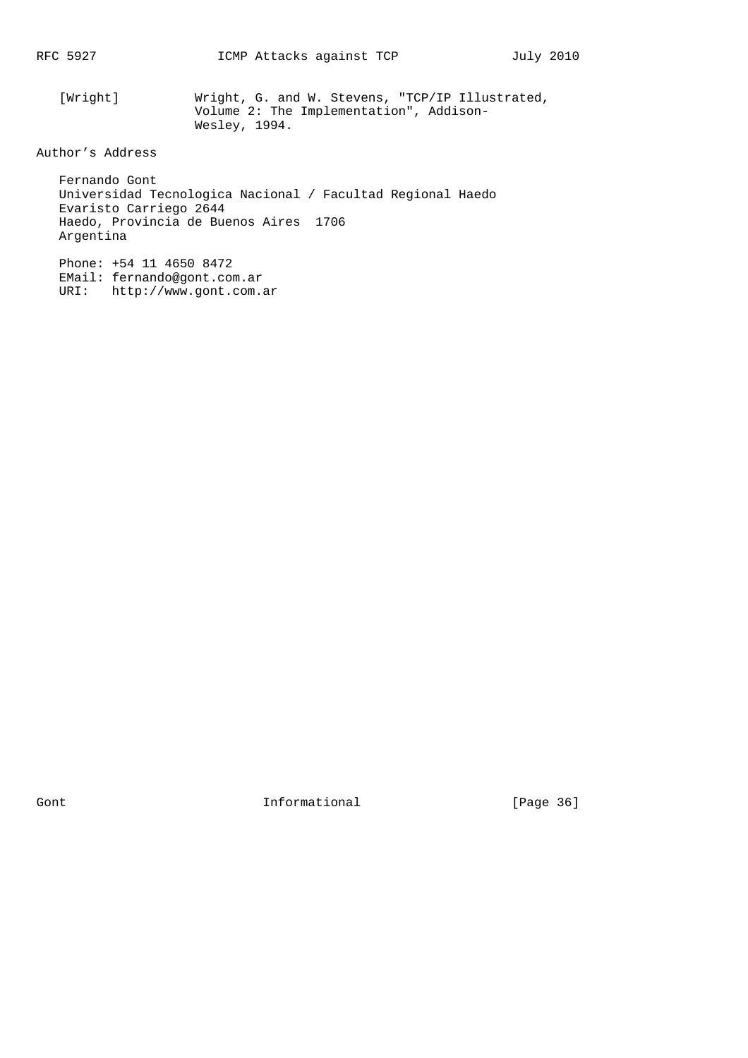[Wright] Wright, G. and W. Stevens, "TCP/IP Illustrated, Volume 2: The Implementation", Addison-Wesley, 1994.

## Author's Address

Fernando Gont
Universidad Tecnologica Nacional / Facultad Regional Haedo
Evaristo Carriego 2644
Haedo, Provincia de Buenos Aires  1706
Argentina

Phone: +54 11 4650 8472
EMail: fernando@gont.com.ar
URI:   http://www.gont.com.ar